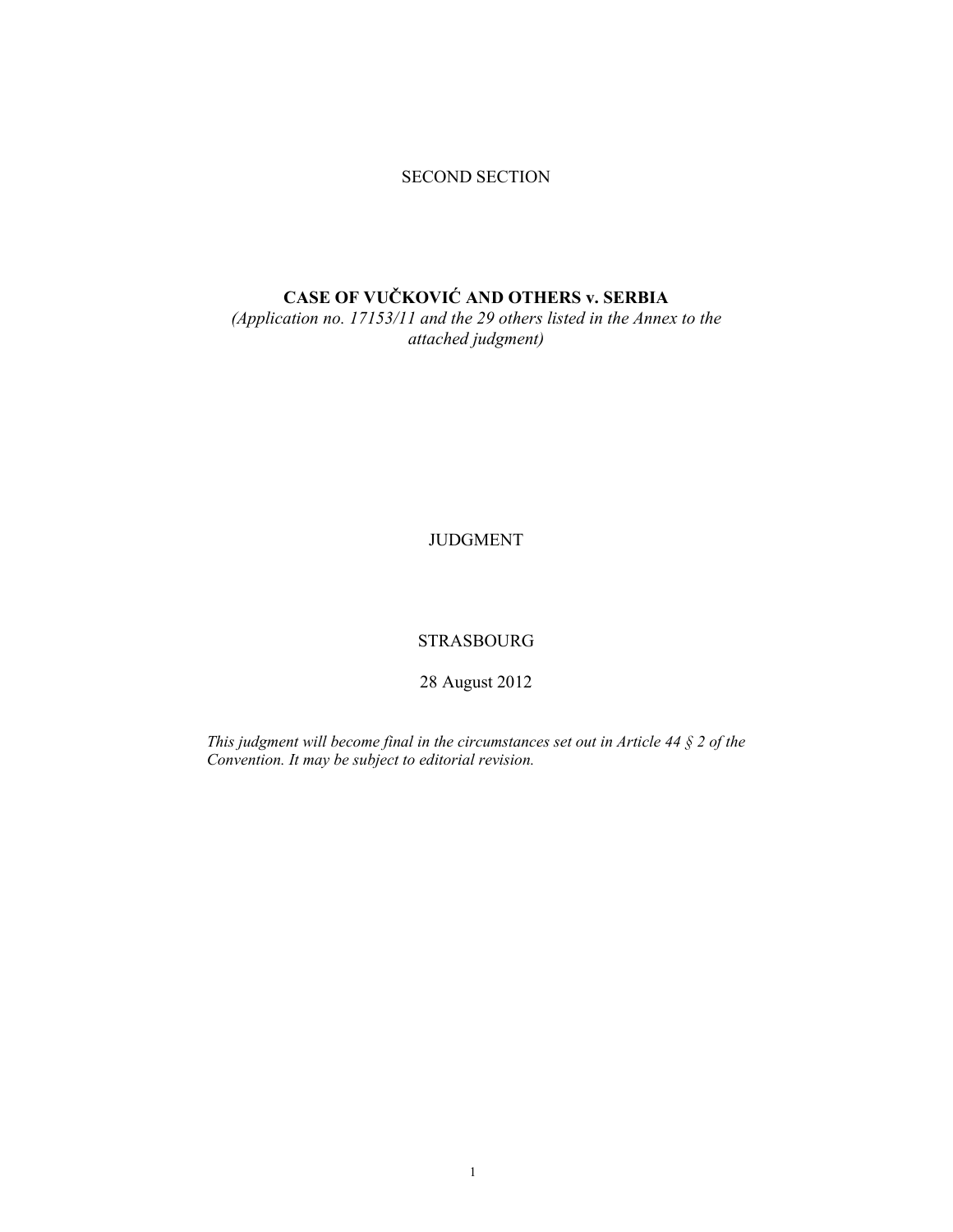SECOND SECTION

# CASE OF VUČKOVIĆ AND OTHERS v. SERBIA

*(Application no. 17153/11 and the 29 others listed in the Annex to the attached judgment)*

JUDGMENT

STRASBOURG

28 August 2012

*This judgment will become final in the circumstances set out in Article 44 § 2 of the Convention. It may be subject to editorial revision.*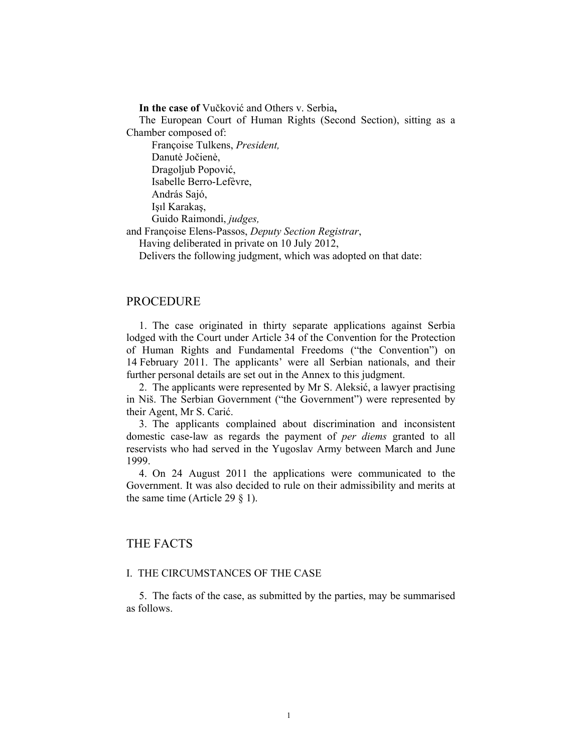**In the case of** Vučković and Others v. Serbia**,**

The European Court of Human Rights (Second Section), sitting as a Chamber composed of:

Françoise Tulkens, *President,*
Danutė Jočienė,
Dragoljub Popović,
Isabelle Berro-Lefèvre,
András Sajó,
Işıl Karakaş,
Guido Raimondi, *judges,*

and Françoise Elens-Passos, *Deputy Section Registrar*,

Having deliberated in private on 10 July 2012,

Delivers the following judgment, which was adopted on that date:

## PROCEDURE

1. The case originated in thirty separate applications against Serbia lodged with the Court under Article 34 of the Convention for the Protection of Human Rights and Fundamental Freedoms ("the Convention") on 14 February 2011. The applicants' were all Serbian nationals, and their further personal details are set out in the Annex to this judgment.

2. The applicants were represented by Mr S. Aleksić, a lawyer practising in Niš. The Serbian Government ("the Government") were represented by their Agent, Mr S. Carić.

3. The applicants complained about discrimination and inconsistent domestic case-law as regards the payment of *per diems* granted to all reservists who had served in the Yugoslav Army between March and June 1999.

4. On 24 August 2011 the applications were communicated to the Government. It was also decided to rule on their admissibility and merits at the same time (Article 29 § 1).

## THE FACTS

### I. THE CIRCUMSTANCES OF THE CASE

5. The facts of the case, as submitted by the parties, may be summarised as follows.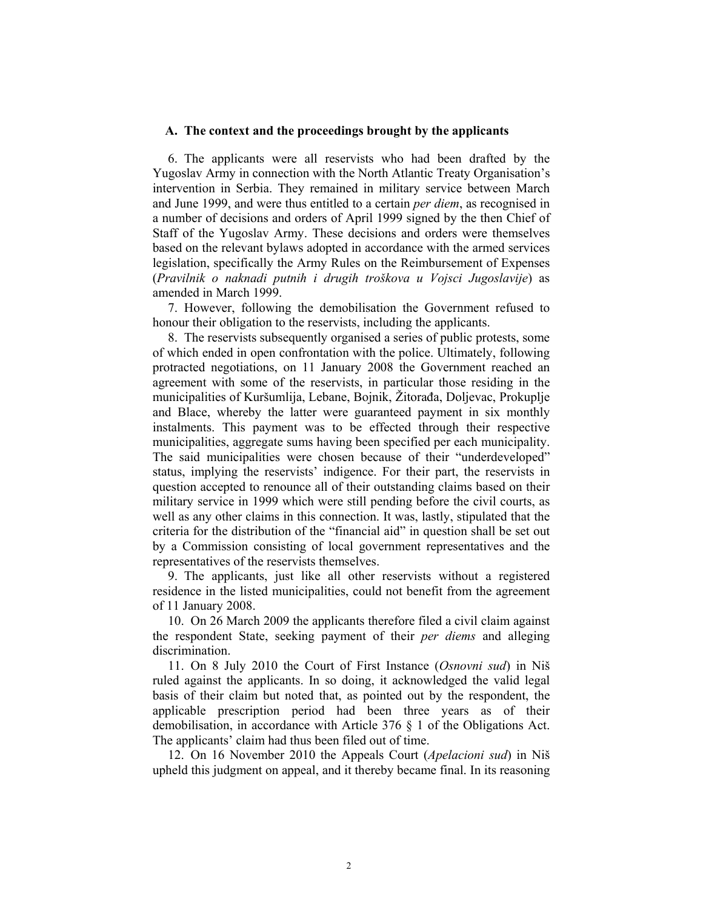### A. The context and the proceedings brought by the applicants

6. The applicants were all reservists who had been drafted by the Yugoslav Army in connection with the North Atlantic Treaty Organisation's intervention in Serbia. They remained in military service between March and June 1999, and were thus entitled to a certain *per diem*, as recognised in a number of decisions and orders of April 1999 signed by the then Chief of Staff of the Yugoslav Army. These decisions and orders were themselves based on the relevant bylaws adopted in accordance with the armed services legislation, specifically the Army Rules on the Reimbursement of Expenses (*Pravilnik o naknadi putnih i drugih troškova u Vojsci Jugoslavije*) as amended in March 1999.

7. However, following the demobilisation the Government refused to honour their obligation to the reservists, including the applicants.

8. The reservists subsequently organised a series of public protests, some of which ended in open confrontation with the police. Ultimately, following protracted negotiations, on 11 January 2008 the Government reached an agreement with some of the reservists, in particular those residing in the municipalities of Kuršumlija, Lebane, Bojnik, Žitorađa, Doljevac, Prokuplje and Blace, whereby the latter were guaranteed payment in six monthly instalments. This payment was to be effected through their respective municipalities, aggregate sums having been specified per each municipality. The said municipalities were chosen because of their "underdeveloped" status, implying the reservists' indigence. For their part, the reservists in question accepted to renounce all of their outstanding claims based on their military service in 1999 which were still pending before the civil courts, as well as any other claims in this connection. It was, lastly, stipulated that the criteria for the distribution of the "financial aid" in question shall be set out by a Commission consisting of local government representatives and the representatives of the reservists themselves.

9. The applicants, just like all other reservists without a registered residence in the listed municipalities, could not benefit from the agreement of 11 January 2008.

10. On 26 March 2009 the applicants therefore filed a civil claim against the respondent State, seeking payment of their *per diems* and alleging discrimination.

11. On 8 July 2010 the Court of First Instance (*Osnovni sud*) in Niš ruled against the applicants. In so doing, it acknowledged the valid legal basis of their claim but noted that, as pointed out by the respondent, the applicable prescription period had been three years as of their demobilisation, in accordance with Article 376 § 1 of the Obligations Act. The applicants' claim had thus been filed out of time.

12. On 16 November 2010 the Appeals Court (*Apelacioni sud*) in Niš upheld this judgment on appeal, and it thereby became final. In its reasoning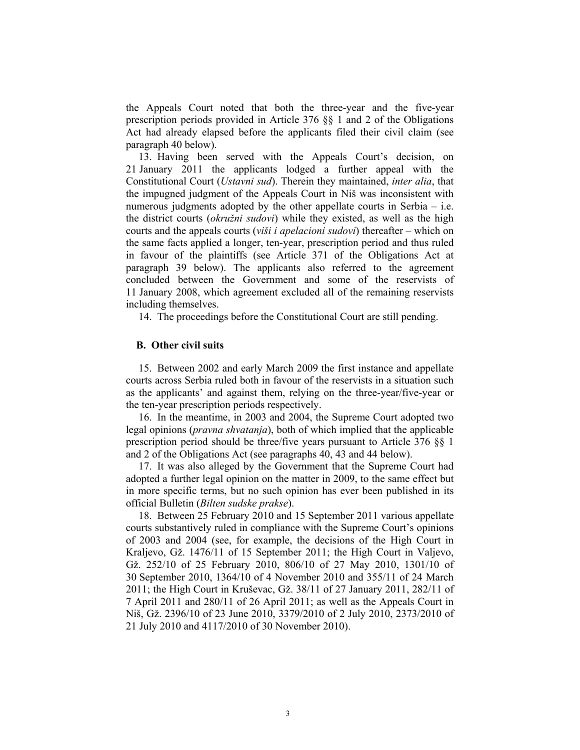the Appeals Court noted that both the three-year and the five-year prescription periods provided in Article 376 §§ 1 and 2 of the Obligations Act had already elapsed before the applicants filed their civil claim (see paragraph 40 below).

13. Having been served with the Appeals Court's decision, on 21 January 2011 the applicants lodged a further appeal with the Constitutional Court (*Ustavni sud*). Therein they maintained, *inter alia*, that the impugned judgment of the Appeals Court in Niš was inconsistent with numerous judgments adopted by the other appellate courts in Serbia – i.e. the district courts (*okružni sudovi*) while they existed, as well as the high courts and the appeals courts (*viši i apelacioni sudovi*) thereafter – which on the same facts applied a longer, ten-year, prescription period and thus ruled in favour of the plaintiffs (see Article 371 of the Obligations Act at paragraph 39 below). The applicants also referred to the agreement concluded between the Government and some of the reservists of 11 January 2008, which agreement excluded all of the remaining reservists including themselves.

14. The proceedings before the Constitutional Court are still pending.

### B. Other civil suits

15. Between 2002 and early March 2009 the first instance and appellate courts across Serbia ruled both in favour of the reservists in a situation such as the applicants' and against them, relying on the three-year/five-year or the ten-year prescription periods respectively.

16. In the meantime, in 2003 and 2004, the Supreme Court adopted two legal opinions (*pravna shvatanja*), both of which implied that the applicable prescription period should be three/five years pursuant to Article 376 §§ 1 and 2 of the Obligations Act (see paragraphs 40, 43 and 44 below).

17. It was also alleged by the Government that the Supreme Court had adopted a further legal opinion on the matter in 2009, to the same effect but in more specific terms, but no such opinion has ever been published in its official Bulletin (*Bilten sudske prakse*).

18. Between 25 February 2010 and 15 September 2011 various appellate courts substantively ruled in compliance with the Supreme Court's opinions of 2003 and 2004 (see, for example, the decisions of the High Court in Kraljevo, Gž. 1476/11 of 15 September 2011; the High Court in Valjevo, Gž. 252/10 of 25 February 2010, 806/10 of 27 May 2010, 1301/10 of 30 September 2010, 1364/10 of 4 November 2010 and 355/11 of 24 March 2011; the High Court in Kruševac, Gž. 38/11 of 27 January 2011, 282/11 of 7 April 2011 and 280/11 of 26 April 2011; as well as the Appeals Court in Niš, Gž. 2396/10 of 23 June 2010, 3379/2010 of 2 July 2010, 2373/2010 of 21 July 2010 and 4117/2010 of 30 November 2010).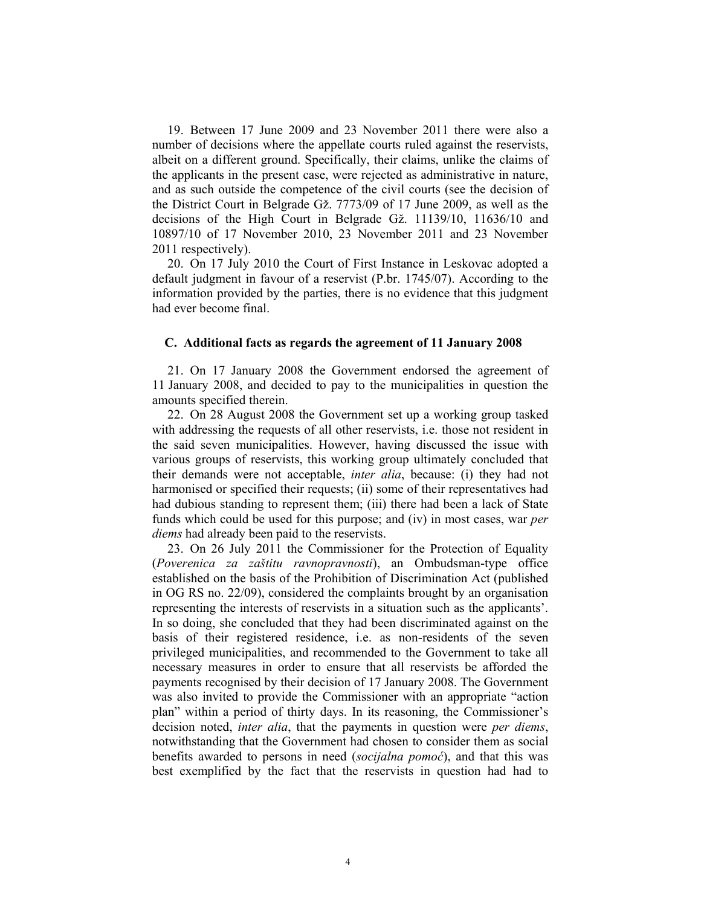19. Between 17 June 2009 and 23 November 2011 there were also a number of decisions where the appellate courts ruled against the reservists, albeit on a different ground. Specifically, their claims, unlike the claims of the applicants in the present case, were rejected as administrative in nature, and as such outside the competence of the civil courts (see the decision of the District Court in Belgrade Gž. 7773/09 of 17 June 2009, as well as the decisions of the High Court in Belgrade Gž. 11139/10, 11636/10 and 10897/10 of 17 November 2010, 23 November 2011 and 23 November 2011 respectively).

20. On 17 July 2010 the Court of First Instance in Leskovac adopted a default judgment in favour of a reservist (P.br. 1745/07). According to the information provided by the parties, there is no evidence that this judgment had ever become final.

### C. Additional facts as regards the agreement of 11 January 2008

21. On 17 January 2008 the Government endorsed the agreement of 11 January 2008, and decided to pay to the municipalities in question the amounts specified therein.

22. On 28 August 2008 the Government set up a working group tasked with addressing the requests of all other reservists, i.e. those not resident in the said seven municipalities. However, having discussed the issue with various groups of reservists, this working group ultimately concluded that their demands were not acceptable, *inter alia*, because: (i) they had not harmonised or specified their requests; (ii) some of their representatives had had dubious standing to represent them; (iii) there had been a lack of State funds which could be used for this purpose; and (iv) in most cases, war *per diems* had already been paid to the reservists.

23. On 26 July 2011 the Commissioner for the Protection of Equality (*Poverenica za zaštitu ravnopravnosti*), an Ombudsman-type office established on the basis of the Prohibition of Discrimination Act (published in OG RS no. 22/09), considered the complaints brought by an organisation representing the interests of reservists in a situation such as the applicants'. In so doing, she concluded that they had been discriminated against on the basis of their registered residence, i.e. as non-residents of the seven privileged municipalities, and recommended to the Government to take all necessary measures in order to ensure that all reservists be afforded the payments recognised by their decision of 17 January 2008. The Government was also invited to provide the Commissioner with an appropriate "action plan" within a period of thirty days. In its reasoning, the Commissioner's decision noted, *inter alia*, that the payments in question were *per diems*, notwithstanding that the Government had chosen to consider them as social benefits awarded to persons in need (*socijalna pomoć*), and that this was best exemplified by the fact that the reservists in question had had to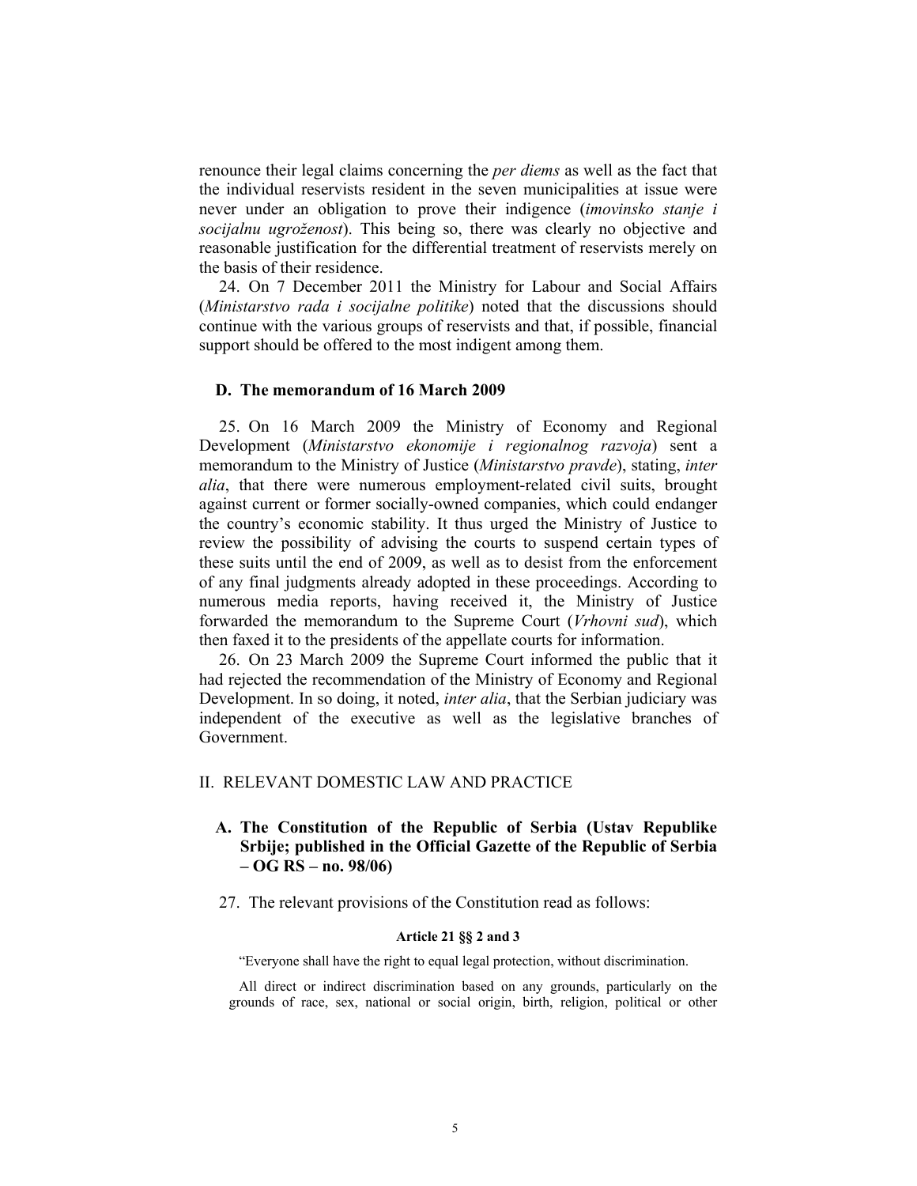renounce their legal claims concerning the *per diems* as well as the fact that the individual reservists resident in the seven municipalities at issue were never under an obligation to prove their indigence (*imovinsko stanje i socijalnu ugroženost*). This being so, there was clearly no objective and reasonable justification for the differential treatment of reservists merely on the basis of their residence.

24. On 7 December 2011 the Ministry for Labour and Social Affairs (*Ministarstvo rada i socijalne politike*) noted that the discussions should continue with the various groups of reservists and that, if possible, financial support should be offered to the most indigent among them.

### D. The memorandum of 16 March 2009

25. On 16 March 2009 the Ministry of Economy and Regional Development (*Ministarstvo ekonomije i regionalnog razvoja*) sent a memorandum to the Ministry of Justice (*Ministarstvo pravde*), stating, *inter alia*, that there were numerous employment-related civil suits, brought against current or former socially-owned companies, which could endanger the country's economic stability. It thus urged the Ministry of Justice to review the possibility of advising the courts to suspend certain types of these suits until the end of 2009, as well as to desist from the enforcement of any final judgments already adopted in these proceedings. According to numerous media reports, having received it, the Ministry of Justice forwarded the memorandum to the Supreme Court (*Vrhovni sud*), which then faxed it to the presidents of the appellate courts for information.

26. On 23 March 2009 the Supreme Court informed the public that it had rejected the recommendation of the Ministry of Economy and Regional Development. In so doing, it noted, *inter alia*, that the Serbian judiciary was independent of the executive as well as the legislative branches of Government.

## II. RELEVANT DOMESTIC LAW AND PRACTICE

### A. The Constitution of the Republic of Serbia (Ustav Republike Srbije; published in the Official Gazette of the Republic of Serbia – OG RS – no. 98/06)

27. The relevant provisions of the Constitution read as follows:

**Article 21 §§ 2 and 3**

"Everyone shall have the right to equal legal protection, without discrimination.

All direct or indirect discrimination based on any grounds, particularly on the grounds of race, sex, national or social origin, birth, religion, political or other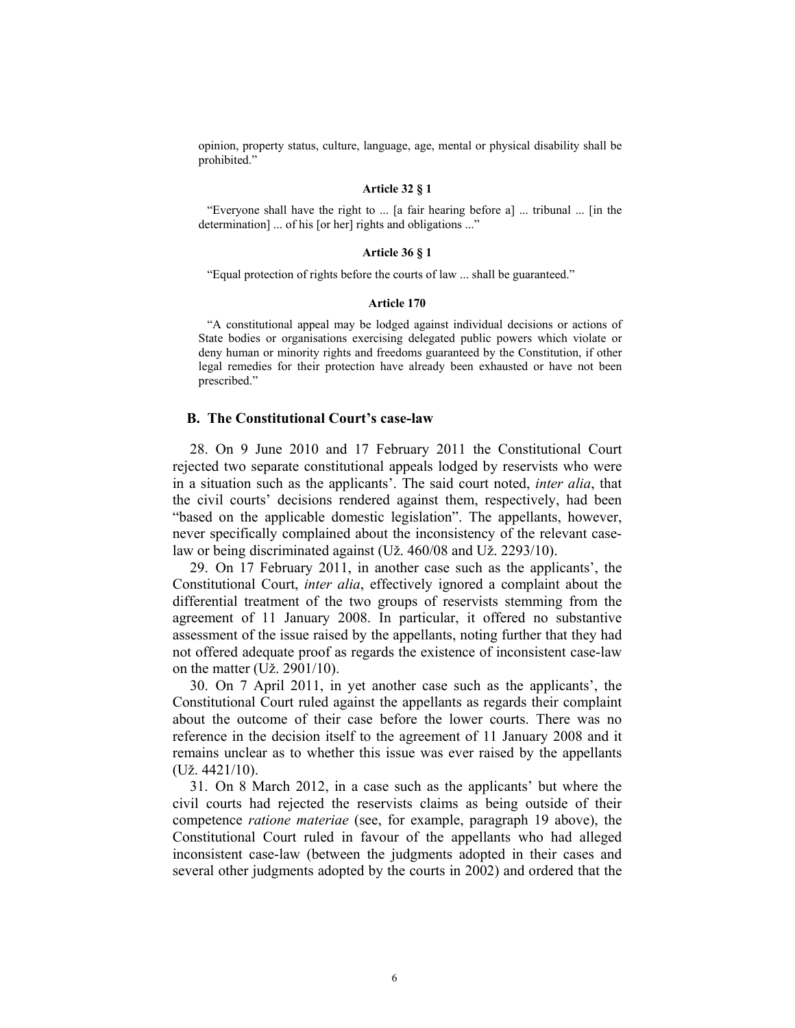opinion, property status, culture, language, age, mental or physical disability shall be prohibited."

**Article 32 § 1**

"Everyone shall have the right to ... [a fair hearing before a] ... tribunal ... [in the determination] ... of his [or her] rights and obligations ..."

**Article 36 § 1**

"Equal protection of rights before the courts of law ... shall be guaranteed."

**Article 170**

"A constitutional appeal may be lodged against individual decisions or actions of State bodies or organisations exercising delegated public powers which violate or deny human or minority rights and freedoms guaranteed by the Constitution, if other legal remedies for their protection have already been exhausted or have not been prescribed."

## B. The Constitutional Court's case-law

28. On 9 June 2010 and 17 February 2011 the Constitutional Court rejected two separate constitutional appeals lodged by reservists who were in a situation such as the applicants'. The said court noted, *inter alia*, that the civil courts' decisions rendered against them, respectively, had been "based on the applicable domestic legislation". The appellants, however, never specifically complained about the inconsistency of the relevant case-law or being discriminated against (Už. 460/08 and Už. 2293/10).

29. On 17 February 2011, in another case such as the applicants', the Constitutional Court, *inter alia*, effectively ignored a complaint about the differential treatment of the two groups of reservists stemming from the agreement of 11 January 2008. In particular, it offered no substantive assessment of the issue raised by the appellants, noting further that they had not offered adequate proof as regards the existence of inconsistent case-law on the matter (Už. 2901/10).

30. On 7 April 2011, in yet another case such as the applicants', the Constitutional Court ruled against the appellants as regards their complaint about the outcome of their case before the lower courts. There was no reference in the decision itself to the agreement of 11 January 2008 and it remains unclear as to whether this issue was ever raised by the appellants (Už. 4421/10).

31. On 8 March 2012, in a case such as the applicants' but where the civil courts had rejected the reservists claims as being outside of their competence *ratione materiae* (see, for example, paragraph 19 above), the Constitutional Court ruled in favour of the appellants who had alleged inconsistent case-law (between the judgments adopted in their cases and several other judgments adopted by the courts in 2002) and ordered that the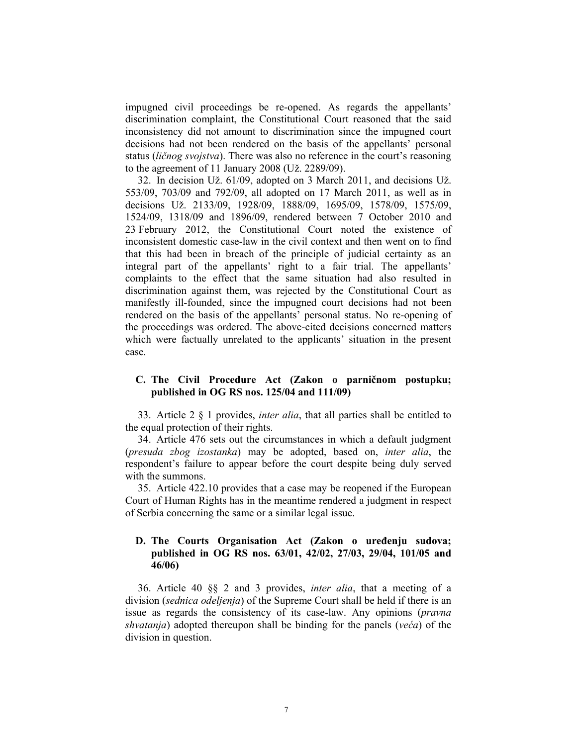impugned civil proceedings be re-opened. As regards the appellants' discrimination complaint, the Constitutional Court reasoned that the said inconsistency did not amount to discrimination since the impugned court decisions had not been rendered on the basis of the appellants' personal status (*ličnog svojstva*). There was also no reference in the court's reasoning to the agreement of 11 January 2008 (Už. 2289/09).

32. In decision Už. 61/09, adopted on 3 March 2011, and decisions Už. 553/09, 703/09 and 792/09, all adopted on 17 March 2011, as well as in decisions Už. 2133/09, 1928/09, 1888/09, 1695/09, 1578/09, 1575/09, 1524/09, 1318/09 and 1896/09, rendered between 7 October 2010 and 23 February 2012, the Constitutional Court noted the existence of inconsistent domestic case-law in the civil context and then went on to find that this had been in breach of the principle of judicial certainty as an integral part of the appellants' right to a fair trial. The appellants' complaints to the effect that the same situation had also resulted in discrimination against them, was rejected by the Constitutional Court as manifestly ill-founded, since the impugned court decisions had not been rendered on the basis of the appellants' personal status. No re-opening of the proceedings was ordered. The above-cited decisions concerned matters which were factually unrelated to the applicants' situation in the present case.

### C. The Civil Procedure Act (Zakon o parničnom postupku; published in OG RS nos. 125/04 and 111/09)

33. Article 2 § 1 provides, *inter alia*, that all parties shall be entitled to the equal protection of their rights.

34. Article 476 sets out the circumstances in which a default judgment (*presuda zbog izostanka*) may be adopted, based on, *inter alia*, the respondent's failure to appear before the court despite being duly served with the summons.

35. Article 422.10 provides that a case may be reopened if the European Court of Human Rights has in the meantime rendered a judgment in respect of Serbia concerning the same or a similar legal issue.

### D. The Courts Organisation Act (Zakon o uređenju sudova; published in OG RS nos. 63/01, 42/02, 27/03, 29/04, 101/05 and 46/06)

36. Article 40 §§ 2 and 3 provides, *inter alia*, that a meeting of a division (*sednica odeljenja*) of the Supreme Court shall be held if there is an issue as regards the consistency of its case-law. Any opinions (*pravna shvatanja*) adopted thereupon shall be binding for the panels (*veća*) of the division in question.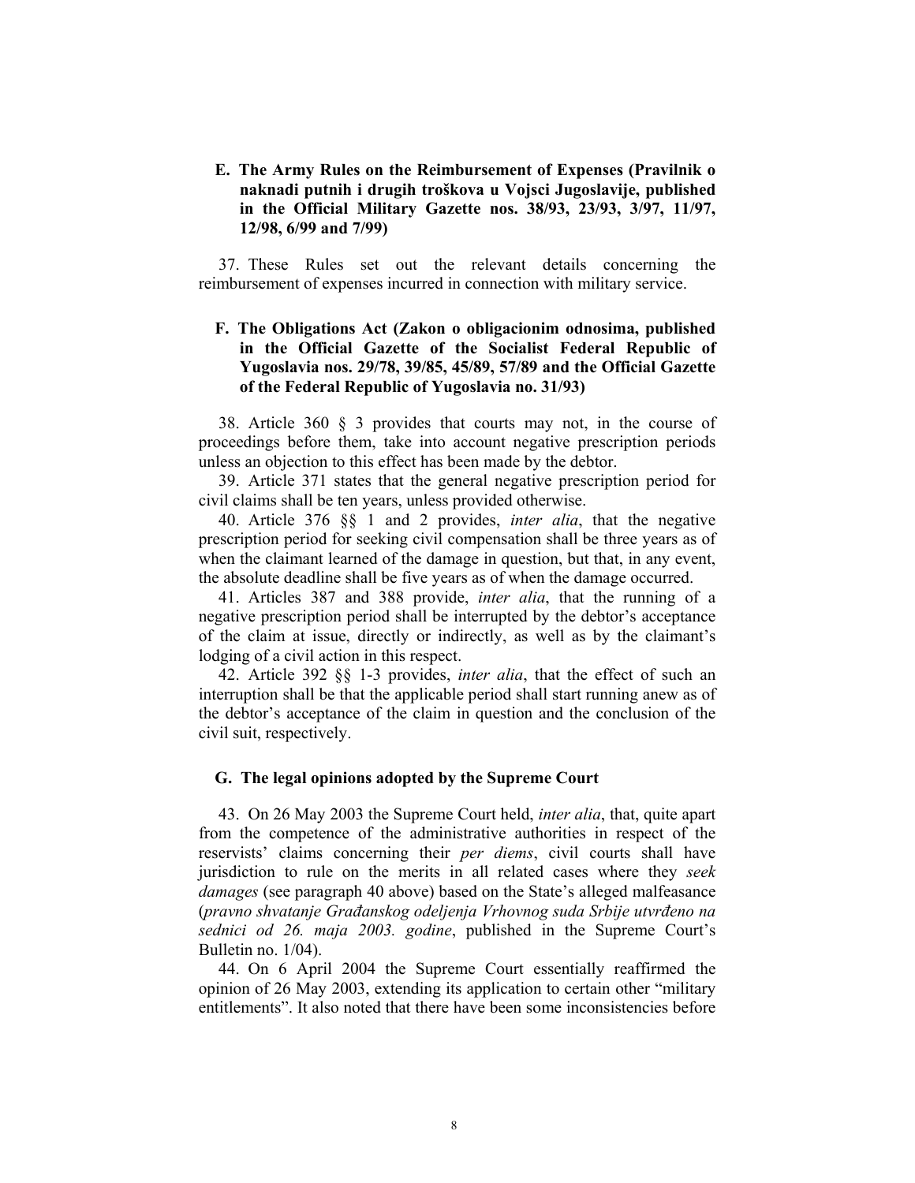### E. The Army Rules on the Reimbursement of Expenses (Pravilnik o naknadi putnih i drugih troškova u Vojsci Jugoslavije, published in the Official Military Gazette nos. 38/93, 23/93, 3/97, 11/97, 12/98, 6/99 and 7/99)

37. These Rules set out the relevant details concerning the reimbursement of expenses incurred in connection with military service.

### F. The Obligations Act (Zakon o obligacionim odnosima, published in the Official Gazette of the Socialist Federal Republic of Yugoslavia nos. 29/78, 39/85, 45/89, 57/89 and the Official Gazette of the Federal Republic of Yugoslavia no. 31/93)

38. Article 360 § 3 provides that courts may not, in the course of proceedings before them, take into account negative prescription periods unless an objection to this effect has been made by the debtor.

39. Article 371 states that the general negative prescription period for civil claims shall be ten years, unless provided otherwise.

40. Article 376 §§ 1 and 2 provides, *inter alia*, that the negative prescription period for seeking civil compensation shall be three years as of when the claimant learned of the damage in question, but that, in any event, the absolute deadline shall be five years as of when the damage occurred.

41. Articles 387 and 388 provide, *inter alia*, that the running of a negative prescription period shall be interrupted by the debtor's acceptance of the claim at issue, directly or indirectly, as well as by the claimant's lodging of a civil action in this respect.

42. Article 392 §§ 1-3 provides, *inter alia*, that the effect of such an interruption shall be that the applicable period shall start running anew as of the debtor's acceptance of the claim in question and the conclusion of the civil suit, respectively.

### G. The legal opinions adopted by the Supreme Court

43. On 26 May 2003 the Supreme Court held, *inter alia*, that, quite apart from the competence of the administrative authorities in respect of the reservists' claims concerning their *per diems*, civil courts shall have jurisdiction to rule on the merits in all related cases where they *seek damages* (see paragraph 40 above) based on the State's alleged malfeasance (*pravno shvatanje Građanskog odeljenja Vrhovnog suda Srbije utvrđeno na sednici od 26. maja 2003. godine*, published in the Supreme Court's Bulletin no. 1/04).

44. On 6 April 2004 the Supreme Court essentially reaffirmed the opinion of 26 May 2003, extending its application to certain other "military entitlements". It also noted that there have been some inconsistencies before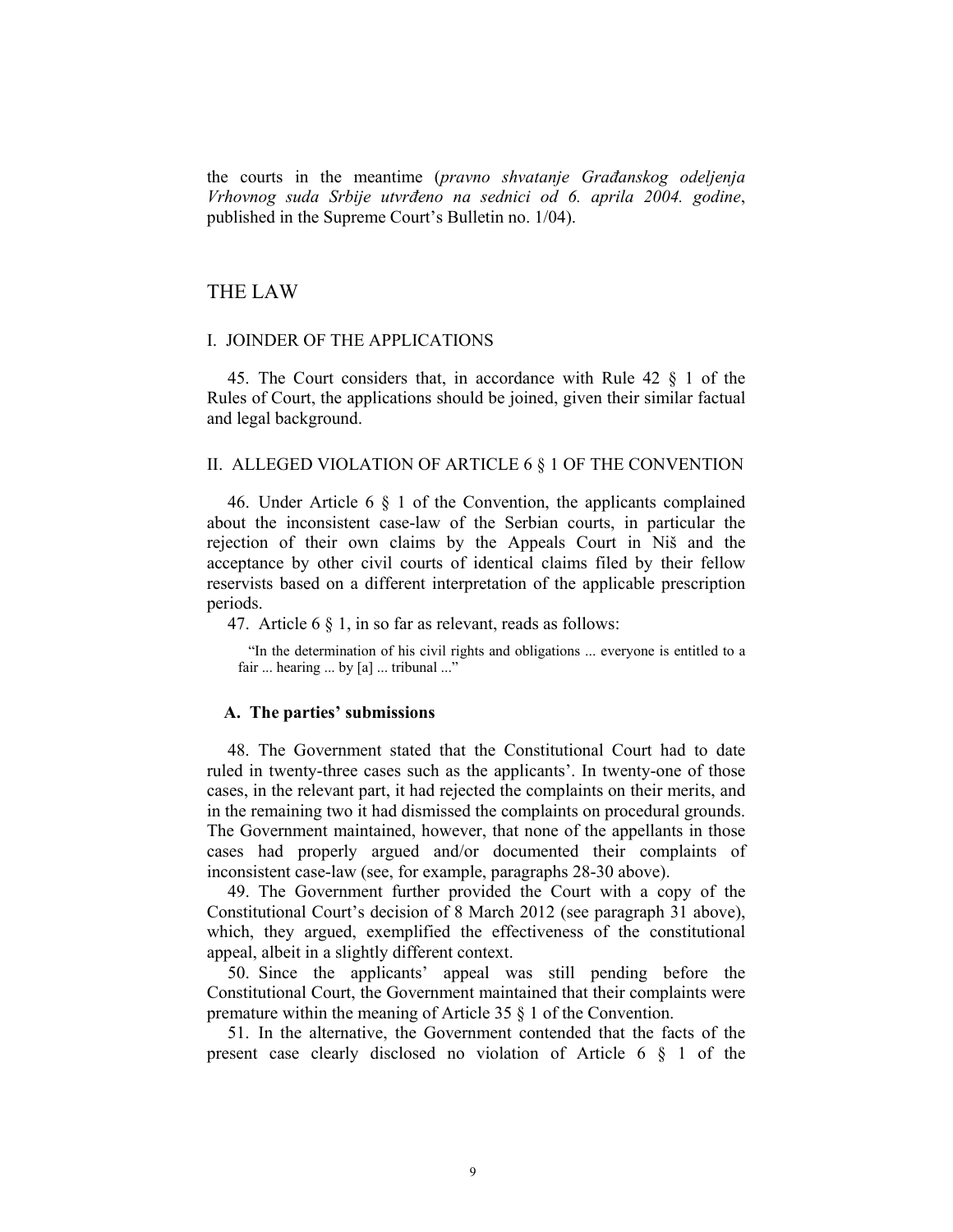the courts in the meantime (*pravno shvatanje Građanskog odeljenja Vrhovnog suda Srbije utvrđeno na sednici od 6. aprila 2004. godine*, published in the Supreme Court's Bulletin no. 1/04).

# THE LAW

## I. JOINDER OF THE APPLICATIONS

45. The Court considers that, in accordance with Rule 42 § 1 of the Rules of Court, the applications should be joined, given their similar factual and legal background.

## II. ALLEGED VIOLATION OF ARTICLE 6 § 1 OF THE CONVENTION

46. Under Article 6 § 1 of the Convention, the applicants complained about the inconsistent case-law of the Serbian courts, in particular the rejection of their own claims by the Appeals Court in Niš and the acceptance by other civil courts of identical claims filed by their fellow reservists based on a different interpretation of the applicable prescription periods.

47. Article 6 § 1, in so far as relevant, reads as follows:

> "In the determination of his civil rights and obligations ... everyone is entitled to a fair ... hearing ... by [a] ... tribunal ..."

### A. The parties' submissions

48. The Government stated that the Constitutional Court had to date ruled in twenty-three cases such as the applicants'. In twenty-one of those cases, in the relevant part, it had rejected the complaints on their merits, and in the remaining two it had dismissed the complaints on procedural grounds. The Government maintained, however, that none of the appellants in those cases had properly argued and/or documented their complaints of inconsistent case-law (see, for example, paragraphs 28-30 above).

49. The Government further provided the Court with a copy of the Constitutional Court's decision of 8 March 2012 (see paragraph 31 above), which, they argued, exemplified the effectiveness of the constitutional appeal, albeit in a slightly different context.

50. Since the applicants' appeal was still pending before the Constitutional Court, the Government maintained that their complaints were premature within the meaning of Article 35 § 1 of the Convention.

51. In the alternative, the Government contended that the facts of the present case clearly disclosed no violation of Article 6 § 1 of the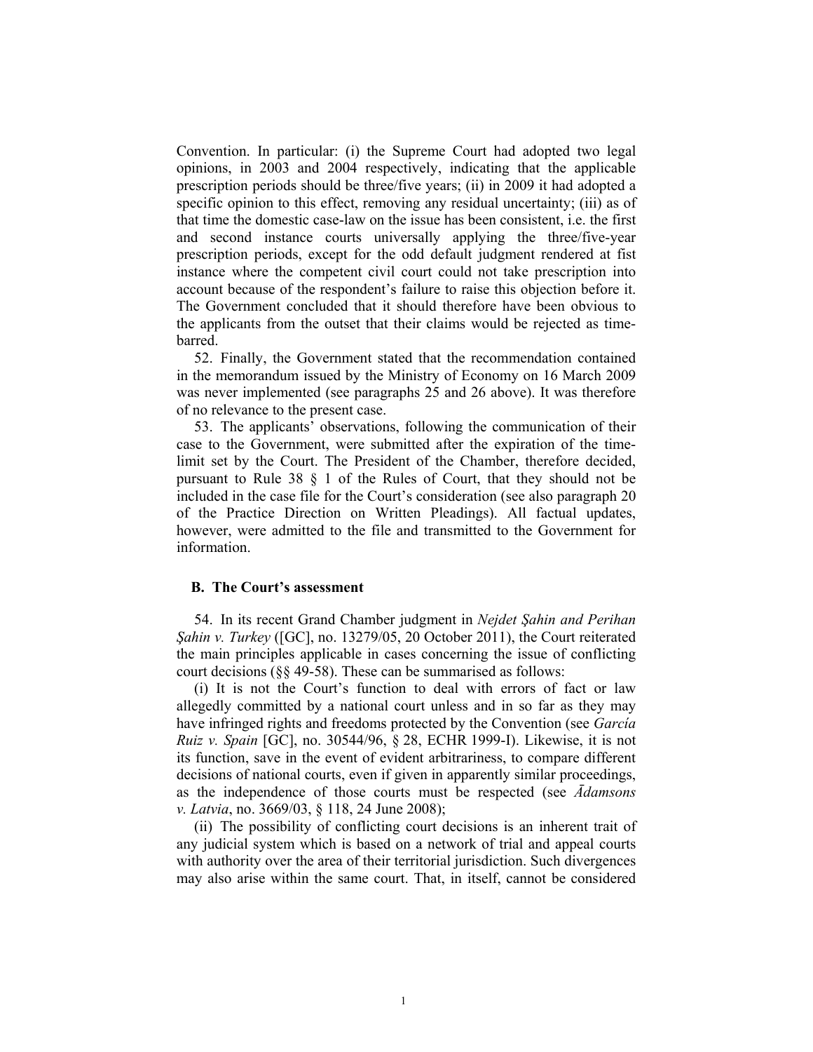Convention. In particular: (i) the Supreme Court had adopted two legal opinions, in 2003 and 2004 respectively, indicating that the applicable prescription periods should be three/five years; (ii) in 2009 it had adopted a specific opinion to this effect, removing any residual uncertainty; (iii) as of that time the domestic case-law on the issue has been consistent, i.e. the first and second instance courts universally applying the three/five-year prescription periods, except for the odd default judgment rendered at fist instance where the competent civil court could not take prescription into account because of the respondent's failure to raise this objection before it. The Government concluded that it should therefore have been obvious to the applicants from the outset that their claims would be rejected as time-barred.

52. Finally, the Government stated that the recommendation contained in the memorandum issued by the Ministry of Economy on 16 March 2009 was never implemented (see paragraphs 25 and 26 above). It was therefore of no relevance to the present case.

53. The applicants' observations, following the communication of their case to the Government, were submitted after the expiration of the time-limit set by the Court. The President of the Chamber, therefore decided, pursuant to Rule 38 § 1 of the Rules of Court, that they should not be included in the case file for the Court's consideration (see also paragraph 20 of the Practice Direction on Written Pleadings). All factual updates, however, were admitted to the file and transmitted to the Government for information.

### B. The Court's assessment

54. In its recent Grand Chamber judgment in *Nejdet Şahin and Perihan Şahin v. Turkey* ([GC], no. 13279/05, 20 October 2011), the Court reiterated the main principles applicable in cases concerning the issue of conflicting court decisions (§§ 49-58). These can be summarised as follows:

(i) It is not the Court's function to deal with errors of fact or law allegedly committed by a national court unless and in so far as they may have infringed rights and freedoms protected by the Convention (see *García Ruiz v. Spain* [GC], no. 30544/96, § 28, ECHR 1999-I). Likewise, it is not its function, save in the event of evident arbitrariness, to compare different decisions of national courts, even if given in apparently similar proceedings, as the independence of those courts must be respected (see *Ādamsons v. Latvia*, no. 3669/03, § 118, 24 June 2008);

(ii) The possibility of conflicting court decisions is an inherent trait of any judicial system which is based on a network of trial and appeal courts with authority over the area of their territorial jurisdiction. Such divergences may also arise within the same court. That, in itself, cannot be considered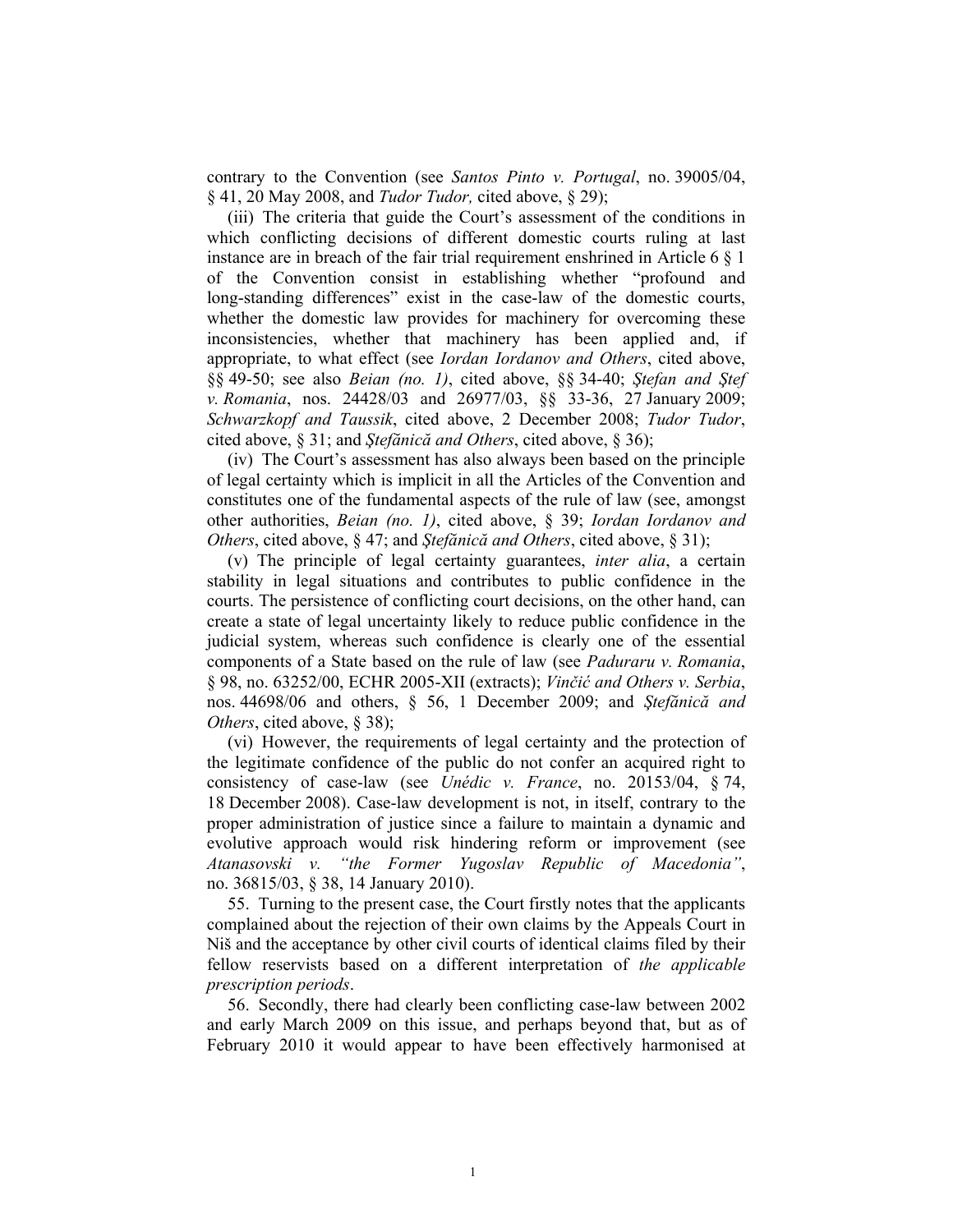contrary to the Convention (see *Santos Pinto v. Portugal*, no. 39005/04, § 41, 20 May 2008, and *Tudor Tudor,* cited above, § 29);

(iii) The criteria that guide the Court's assessment of the conditions in which conflicting decisions of different domestic courts ruling at last instance are in breach of the fair trial requirement enshrined in Article 6 § 1 of the Convention consist in establishing whether "profound and long-standing differences" exist in the case-law of the domestic courts, whether the domestic law provides for machinery for overcoming these inconsistencies, whether that machinery has been applied and, if appropriate, to what effect (see *Iordan Iordanov and Others*, cited above, §§ 49-50; see also *Beian (no. 1)*, cited above, §§ 34-40; *Ştefan and Ştef v. Romania*, nos. 24428/03 and 26977/03, §§ 33-36, 27 January 2009; *Schwarzkopf and Taussik*, cited above, 2 December 2008; *Tudor Tudor*, cited above, § 31; and *Ştefănică and Others*, cited above, § 36);

(iv) The Court's assessment has also always been based on the principle of legal certainty which is implicit in all the Articles of the Convention and constitutes one of the fundamental aspects of the rule of law (see, amongst other authorities, *Beian (no. 1)*, cited above, § 39; *Iordan Iordanov and Others*, cited above, § 47; and *Ştefănică and Others*, cited above, § 31);

(v) The principle of legal certainty guarantees, *inter alia*, a certain stability in legal situations and contributes to public confidence in the courts. The persistence of conflicting court decisions, on the other hand, can create a state of legal uncertainty likely to reduce public confidence in the judicial system, whereas such confidence is clearly one of the essential components of a State based on the rule of law (see *Paduraru v. Romania*, § 98, no. 63252/00, ECHR 2005-XII (extracts); *Vinčić and Others v. Serbia*, nos. 44698/06 and others, § 56, 1 December 2009; and *Ştefănică and Others*, cited above, § 38);

(vi) However, the requirements of legal certainty and the protection of the legitimate confidence of the public do not confer an acquired right to consistency of case-law (see *Unédic v. France*, no. 20153/04, § 74, 18 December 2008). Case-law development is not, in itself, contrary to the proper administration of justice since a failure to maintain a dynamic and evolutive approach would risk hindering reform or improvement (see *Atanasovski v. "the Former Yugoslav Republic of Macedonia"*, no. 36815/03, § 38, 14 January 2010).

55. Turning to the present case, the Court firstly notes that the applicants complained about the rejection of their own claims by the Appeals Court in Niš and the acceptance by other civil courts of identical claims filed by their fellow reservists based on a different interpretation of *the applicable prescription periods*.

56. Secondly, there had clearly been conflicting case-law between 2002 and early March 2009 on this issue, and perhaps beyond that, but as of February 2010 it would appear to have been effectively harmonised at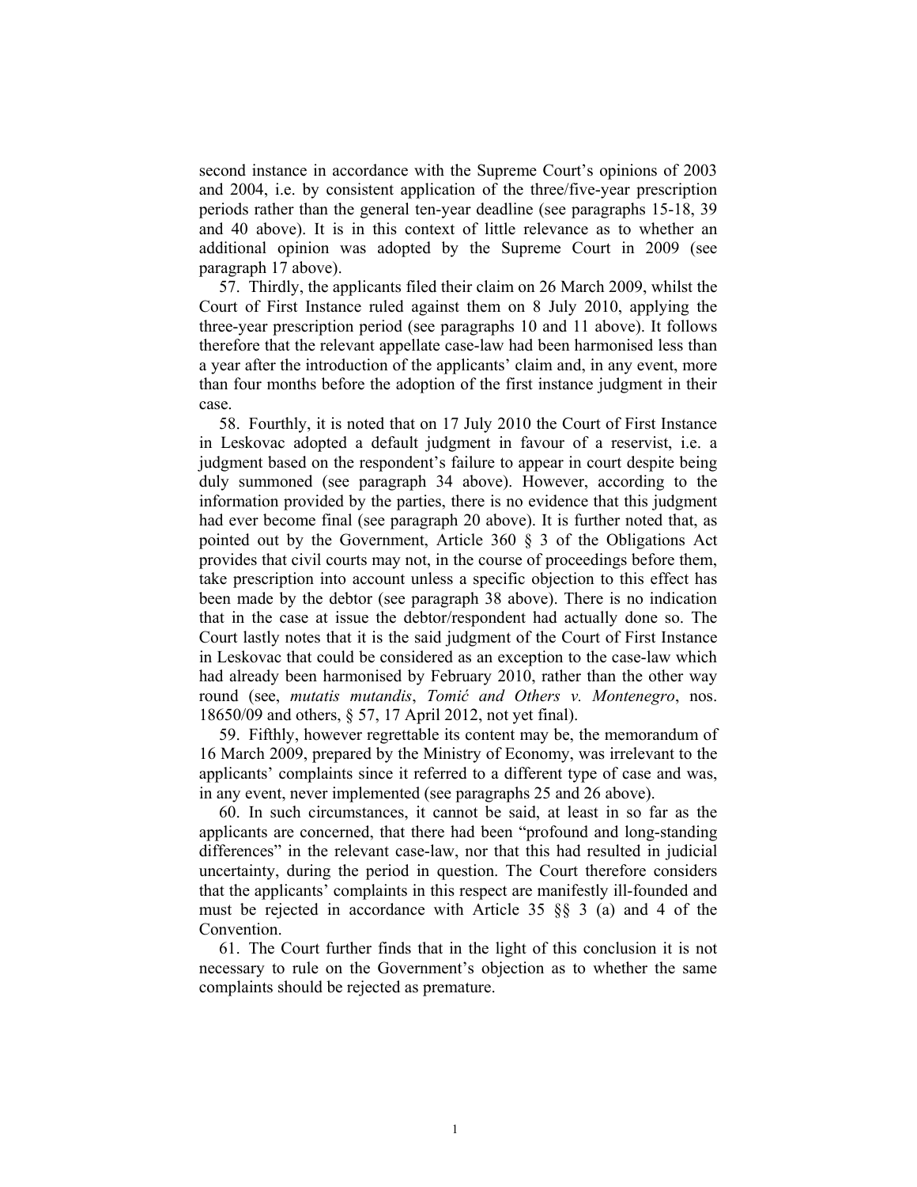second instance in accordance with the Supreme Court's opinions of 2003 and 2004, i.e. by consistent application of the three/five-year prescription periods rather than the general ten-year deadline (see paragraphs 15-18, 39 and 40 above). It is in this context of little relevance as to whether an additional opinion was adopted by the Supreme Court in 2009 (see paragraph 17 above).

57. Thirdly, the applicants filed their claim on 26 March 2009, whilst the Court of First Instance ruled against them on 8 July 2010, applying the three-year prescription period (see paragraphs 10 and 11 above). It follows therefore that the relevant appellate case-law had been harmonised less than a year after the introduction of the applicants' claim and, in any event, more than four months before the adoption of the first instance judgment in their case.

58. Fourthly, it is noted that on 17 July 2010 the Court of First Instance in Leskovac adopted a default judgment in favour of a reservist, i.e. a judgment based on the respondent's failure to appear in court despite being duly summoned (see paragraph 34 above). However, according to the information provided by the parties, there is no evidence that this judgment had ever become final (see paragraph 20 above). It is further noted that, as pointed out by the Government, Article 360 § 3 of the Obligations Act provides that civil courts may not, in the course of proceedings before them, take prescription into account unless a specific objection to this effect has been made by the debtor (see paragraph 38 above). There is no indication that in the case at issue the debtor/respondent had actually done so. The Court lastly notes that it is the said judgment of the Court of First Instance in Leskovac that could be considered as an exception to the case-law which had already been harmonised by February 2010, rather than the other way round (see, *mutatis mutandis*, *Tomić and Others v. Montenegro*, nos. 18650/09 and others, § 57, 17 April 2012, not yet final).

59. Fifthly, however regrettable its content may be, the memorandum of 16 March 2009, prepared by the Ministry of Economy, was irrelevant to the applicants' complaints since it referred to a different type of case and was, in any event, never implemented (see paragraphs 25 and 26 above).

60. In such circumstances, it cannot be said, at least in so far as the applicants are concerned, that there had been "profound and long-standing differences" in the relevant case-law, nor that this had resulted in judicial uncertainty, during the period in question. The Court therefore considers that the applicants' complaints in this respect are manifestly ill-founded and must be rejected in accordance with Article 35 §§ 3 (a) and 4 of the Convention.

61. The Court further finds that in the light of this conclusion it is not necessary to rule on the Government's objection as to whether the same complaints should be rejected as premature.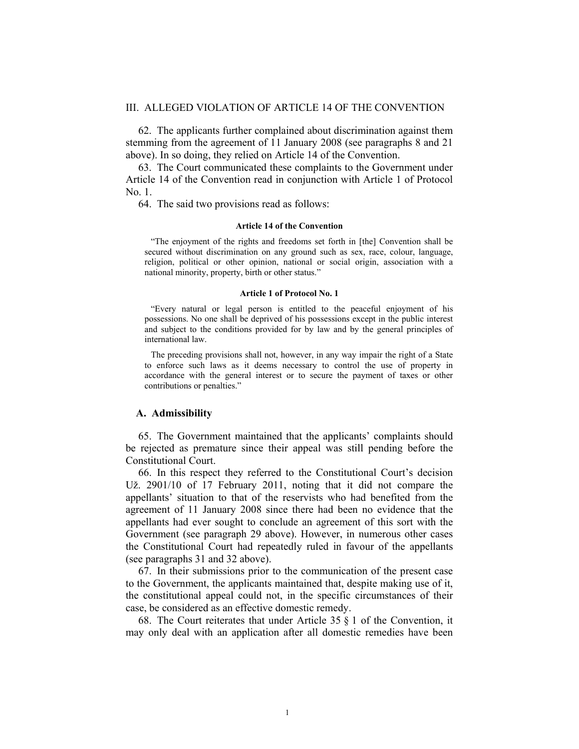## III. ALLEGED VIOLATION OF ARTICLE 14 OF THE CONVENTION

62. The applicants further complained about discrimination against them stemming from the agreement of 11 January 2008 (see paragraphs 8 and 21 above). In so doing, they relied on Article 14 of the Convention.

63. The Court communicated these complaints to the Government under Article 14 of the Convention read in conjunction with Article 1 of Protocol No. 1.

64. The said two provisions read as follows:

**Article 14 of the Convention**

> "The enjoyment of the rights and freedoms set forth in [the] Convention shall be secured without discrimination on any ground such as sex, race, colour, language, religion, political or other opinion, national or social origin, association with a national minority, property, birth or other status."

**Article 1 of Protocol No. 1**

> "Every natural or legal person is entitled to the peaceful enjoyment of his possessions. No one shall be deprived of his possessions except in the public interest and subject to the conditions provided for by law and by the general principles of international law.
>
> The preceding provisions shall not, however, in any way impair the right of a State to enforce such laws as it deems necessary to control the use of property in accordance with the general interest or to secure the payment of taxes or other contributions or penalties."

### A. Admissibility

65. The Government maintained that the applicants' complaints should be rejected as premature since their appeal was still pending before the Constitutional Court.

66. In this respect they referred to the Constitutional Court's decision Už. 2901/10 of 17 February 2011, noting that it did not compare the appellants' situation to that of the reservists who had benefited from the agreement of 11 January 2008 since there had been no evidence that the appellants had ever sought to conclude an agreement of this sort with the Government (see paragraph 29 above). However, in numerous other cases the Constitutional Court had repeatedly ruled in favour of the appellants (see paragraphs 31 and 32 above).

67. In their submissions prior to the communication of the present case to the Government, the applicants maintained that, despite making use of it, the constitutional appeal could not, in the specific circumstances of their case, be considered as an effective domestic remedy.

68. The Court reiterates that under Article 35 § 1 of the Convention, it may only deal with an application after all domestic remedies have been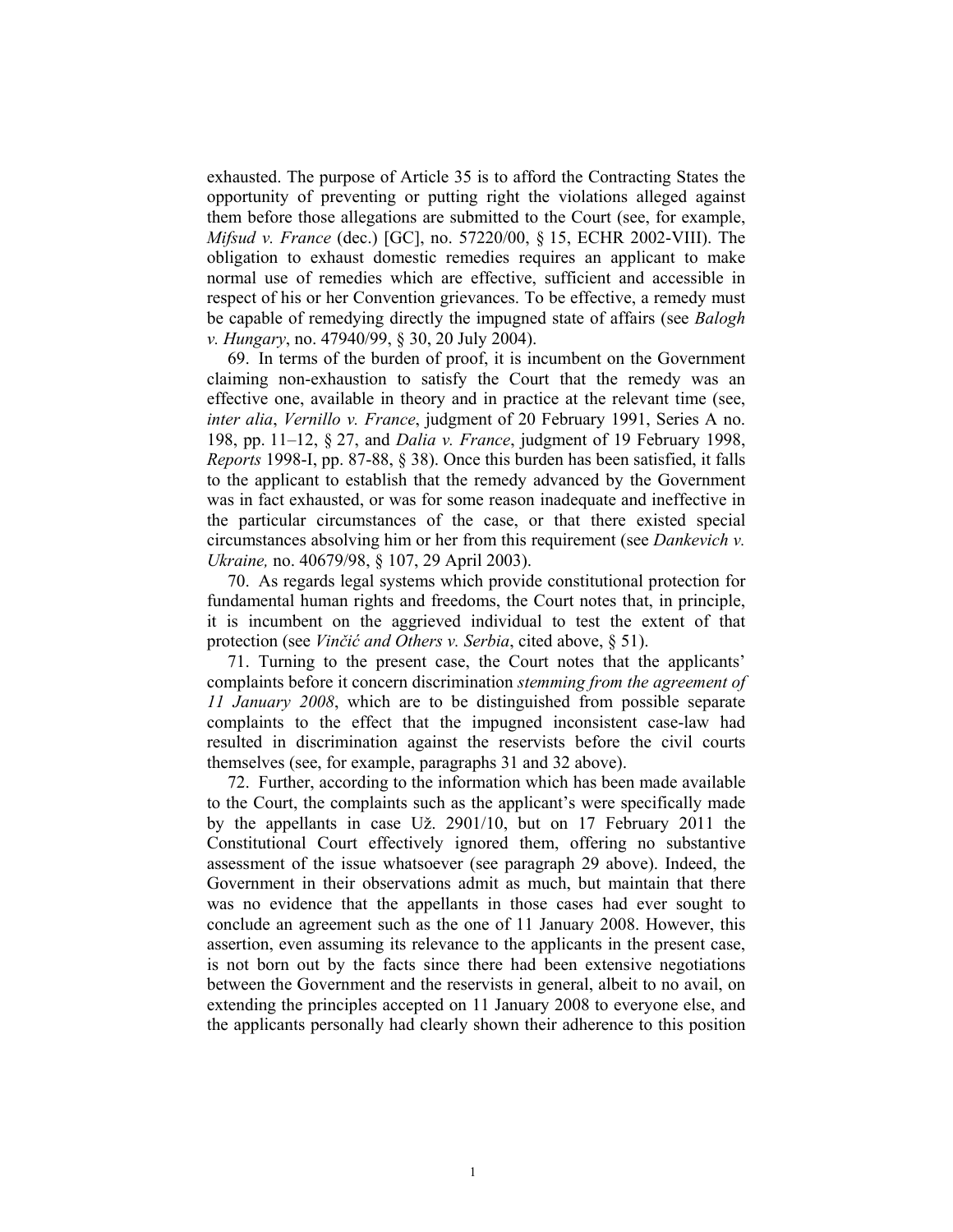exhausted. The purpose of Article 35 is to afford the Contracting States the opportunity of preventing or putting right the violations alleged against them before those allegations are submitted to the Court (see, for example, *Mifsud v. France* (dec.) [GC], no. 57220/00, § 15, ECHR 2002-VIII). The obligation to exhaust domestic remedies requires an applicant to make normal use of remedies which are effective, sufficient and accessible in respect of his or her Convention grievances. To be effective, a remedy must be capable of remedying directly the impugned state of affairs (see *Balogh v. Hungary*, no. 47940/99, § 30, 20 July 2004).

69. In terms of the burden of proof, it is incumbent on the Government claiming non-exhaustion to satisfy the Court that the remedy was an effective one, available in theory and in practice at the relevant time (see, *inter alia*, *Vernillo v. France*, judgment of 20 February 1991, Series A no. 198, pp. 11–12, § 27, and *Dalia v. France*, judgment of 19 February 1998, *Reports* 1998-I, pp. 87-88, § 38). Once this burden has been satisfied, it falls to the applicant to establish that the remedy advanced by the Government was in fact exhausted, or was for some reason inadequate and ineffective in the particular circumstances of the case, or that there existed special circumstances absolving him or her from this requirement (see *Dankevich v. Ukraine,* no. 40679/98, § 107, 29 April 2003).

70. As regards legal systems which provide constitutional protection for fundamental human rights and freedoms, the Court notes that, in principle, it is incumbent on the aggrieved individual to test the extent of that protection (see *Vinčić and Others v. Serbia*, cited above, § 51).

71. Turning to the present case, the Court notes that the applicants' complaints before it concern discrimination *stemming from the agreement of 11 January 2008*, which are to be distinguished from possible separate complaints to the effect that the impugned inconsistent case-law had resulted in discrimination against the reservists before the civil courts themselves (see, for example, paragraphs 31 and 32 above).

72. Further, according to the information which has been made available to the Court, the complaints such as the applicant's were specifically made by the appellants in case Už. 2901/10, but on 17 February 2011 the Constitutional Court effectively ignored them, offering no substantive assessment of the issue whatsoever (see paragraph 29 above). Indeed, the Government in their observations admit as much, but maintain that there was no evidence that the appellants in those cases had ever sought to conclude an agreement such as the one of 11 January 2008. However, this assertion, even assuming its relevance to the applicants in the present case, is not born out by the facts since there had been extensive negotiations between the Government and the reservists in general, albeit to no avail, on extending the principles accepted on 11 January 2008 to everyone else, and the applicants personally had clearly shown their adherence to this position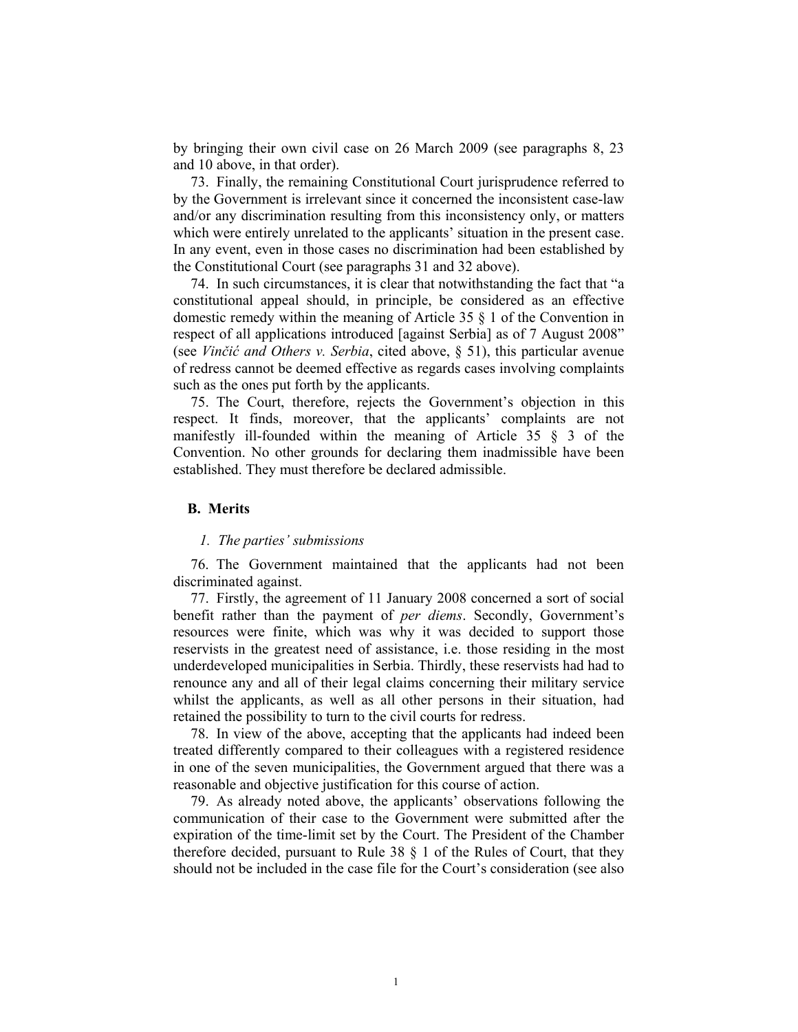by bringing their own civil case on 26 March 2009 (see paragraphs 8, 23 and 10 above, in that order).

73. Finally, the remaining Constitutional Court jurisprudence referred to by the Government is irrelevant since it concerned the inconsistent case-law and/or any discrimination resulting from this inconsistency only, or matters which were entirely unrelated to the applicants' situation in the present case. In any event, even in those cases no discrimination had been established by the Constitutional Court (see paragraphs 31 and 32 above).

74. In such circumstances, it is clear that notwithstanding the fact that "a constitutional appeal should, in principle, be considered as an effective domestic remedy within the meaning of Article 35 § 1 of the Convention in respect of all applications introduced [against Serbia] as of 7 August 2008" (see *Vinčić and Others v. Serbia*, cited above, § 51), this particular avenue of redress cannot be deemed effective as regards cases involving complaints such as the ones put forth by the applicants.

75. The Court, therefore, rejects the Government's objection in this respect. It finds, moreover, that the applicants' complaints are not manifestly ill-founded within the meaning of Article 35 § 3 of the Convention. No other grounds for declaring them inadmissible have been established. They must therefore be declared admissible.

## B. Merits

### *1. The parties' submissions*

76. The Government maintained that the applicants had not been discriminated against.

77. Firstly, the agreement of 11 January 2008 concerned a sort of social benefit rather than the payment of *per diems*. Secondly, Government's resources were finite, which was why it was decided to support those reservists in the greatest need of assistance, i.e. those residing in the most underdeveloped municipalities in Serbia. Thirdly, these reservists had had to renounce any and all of their legal claims concerning their military service whilst the applicants, as well as all other persons in their situation, had retained the possibility to turn to the civil courts for redress.

78. In view of the above, accepting that the applicants had indeed been treated differently compared to their colleagues with a registered residence in one of the seven municipalities, the Government argued that there was a reasonable and objective justification for this course of action.

79. As already noted above, the applicants' observations following the communication of their case to the Government were submitted after the expiration of the time-limit set by the Court. The President of the Chamber therefore decided, pursuant to Rule 38 § 1 of the Rules of Court, that they should not be included in the case file for the Court's consideration (see also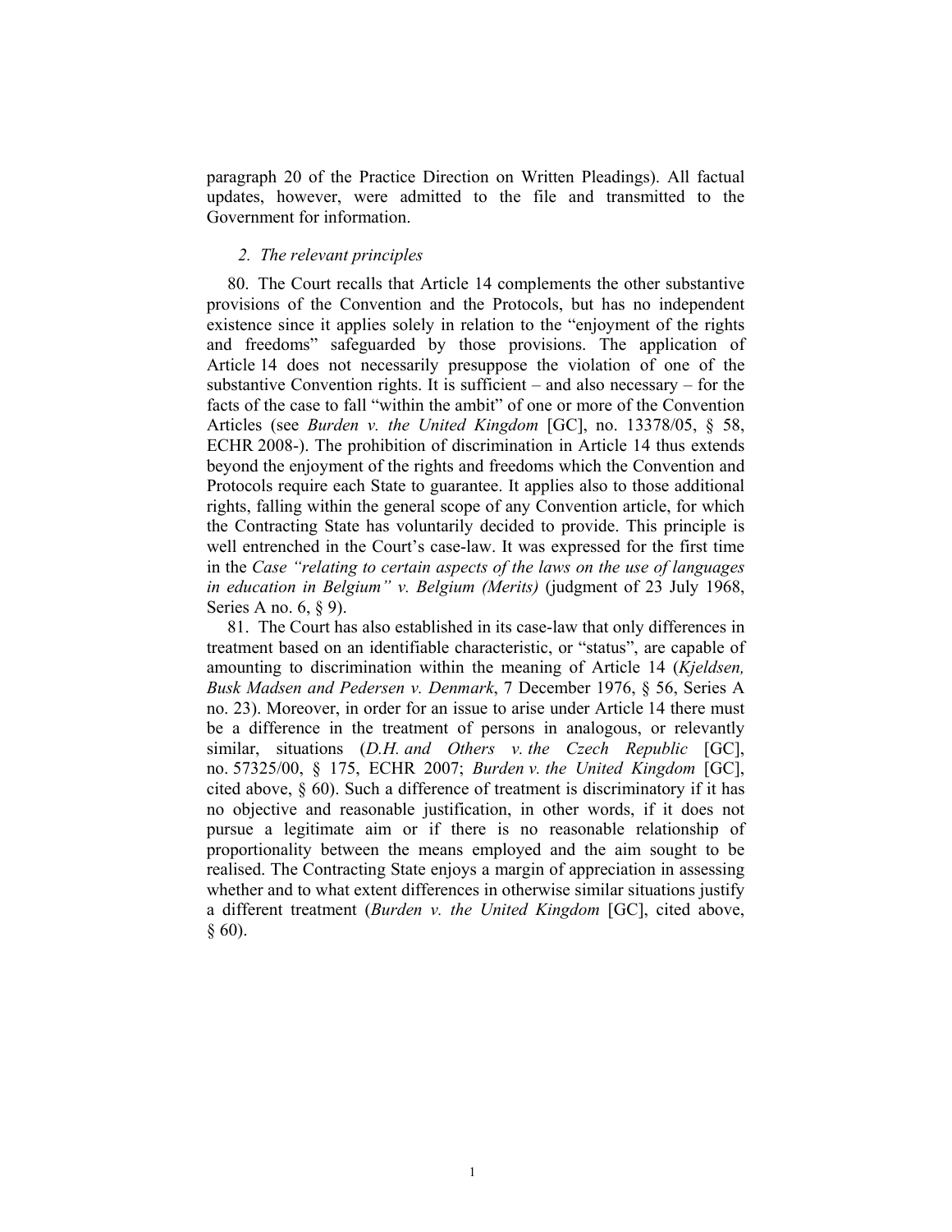paragraph 20 of the Practice Direction on Written Pleadings). All factual updates, however, were admitted to the file and transmitted to the Government for information.

### *2. The relevant principles*

80. The Court recalls that Article 14 complements the other substantive provisions of the Convention and the Protocols, but has no independent existence since it applies solely in relation to the "enjoyment of the rights and freedoms" safeguarded by those provisions. The application of Article 14 does not necessarily presuppose the violation of one of the substantive Convention rights. It is sufficient – and also necessary – for the facts of the case to fall "within the ambit" of one or more of the Convention Articles (see *Burden v. the United Kingdom* [GC], no. 13378/05, § 58, ECHR 2008-). The prohibition of discrimination in Article 14 thus extends beyond the enjoyment of the rights and freedoms which the Convention and Protocols require each State to guarantee. It applies also to those additional rights, falling within the general scope of any Convention article, for which the Contracting State has voluntarily decided to provide. This principle is well entrenched in the Court's case-law. It was expressed for the first time in the *Case "relating to certain aspects of the laws on the use of languages in education in Belgium" v. Belgium (Merits)* (judgment of 23 July 1968, Series A no. 6, § 9).

81. The Court has also established in its case-law that only differences in treatment based on an identifiable characteristic, or "status", are capable of amounting to discrimination within the meaning of Article 14 (*Kjeldsen, Busk Madsen and Pedersen v. Denmark*, 7 December 1976, § 56, Series A no. 23). Moreover, in order for an issue to arise under Article 14 there must be a difference in the treatment of persons in analogous, or relevantly similar, situations (*D.H. and Others v. the Czech Republic* [GC], no. 57325/00, § 175, ECHR 2007; *Burden v. the United Kingdom* [GC], cited above, § 60). Such a difference of treatment is discriminatory if it has no objective and reasonable justification, in other words, if it does not pursue a legitimate aim or if there is no reasonable relationship of proportionality between the means employed and the aim sought to be realised. The Contracting State enjoys a margin of appreciation in assessing whether and to what extent differences in otherwise similar situations justify a different treatment (*Burden v. the United Kingdom* [GC], cited above, § 60).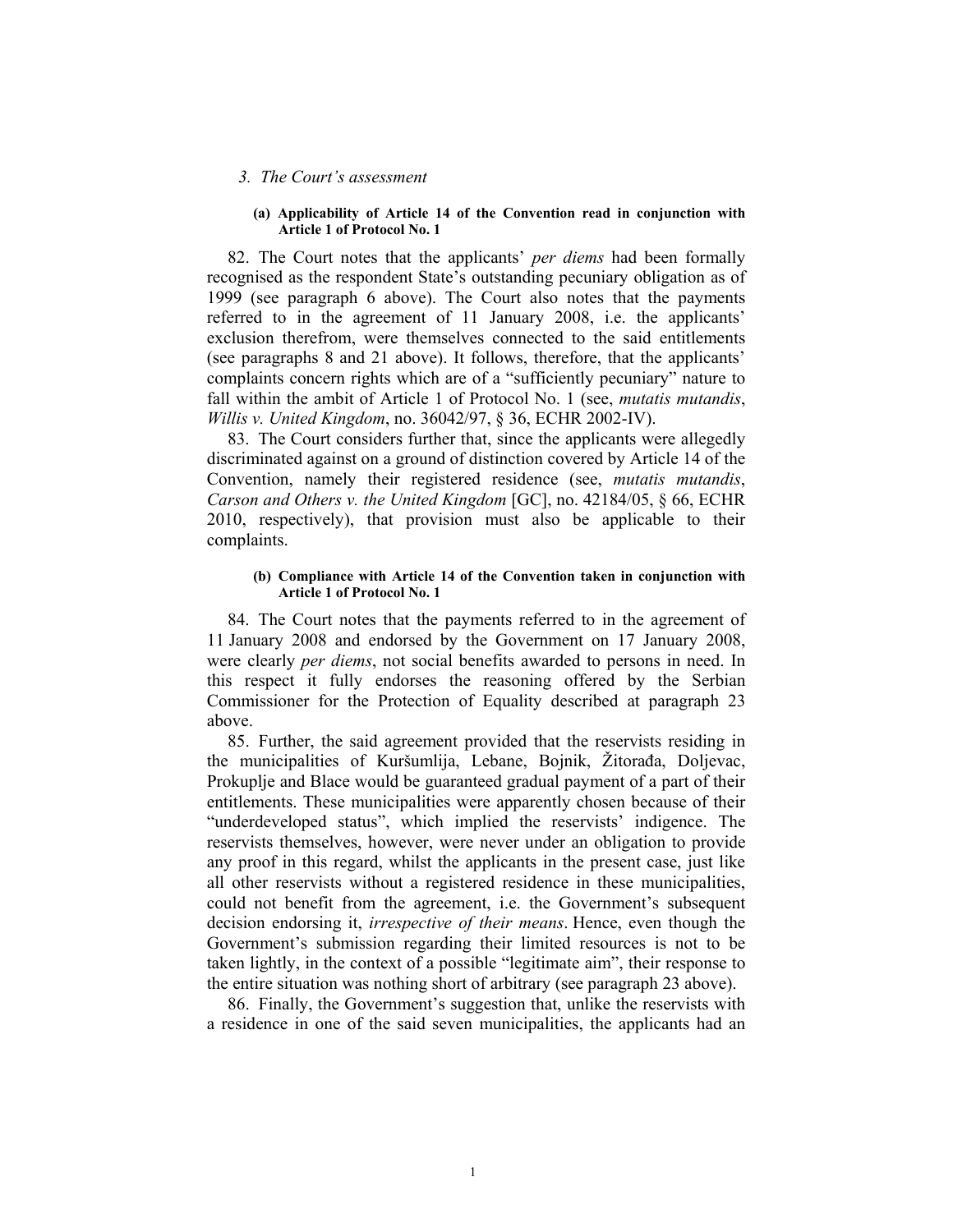### 3. *The Court's assessment*

#### (a) Applicability of Article 14 of the Convention read in conjunction with Article 1 of Protocol No. 1

82. The Court notes that the applicants' *per diems* had been formally recognised as the respondent State's outstanding pecuniary obligation as of 1999 (see paragraph 6 above). The Court also notes that the payments referred to in the agreement of 11 January 2008, i.e. the applicants' exclusion therefrom, were themselves connected to the said entitlements (see paragraphs 8 and 21 above). It follows, therefore, that the applicants' complaints concern rights which are of a "sufficiently pecuniary" nature to fall within the ambit of Article 1 of Protocol No. 1 (see, *mutatis mutandis*, *Willis v. United Kingdom*, no. 36042/97, § 36, ECHR 2002-IV).

83. The Court considers further that, since the applicants were allegedly discriminated against on a ground of distinction covered by Article 14 of the Convention, namely their registered residence (see, *mutatis mutandis*, *Carson and Others v. the United Kingdom* [GC], no. 42184/05, § 66, ECHR 2010, respectively), that provision must also be applicable to their complaints.

#### (b) Compliance with Article 14 of the Convention taken in conjunction with Article 1 of Protocol No. 1

84. The Court notes that the payments referred to in the agreement of 11 January 2008 and endorsed by the Government on 17 January 2008, were clearly *per diems*, not social benefits awarded to persons in need. In this respect it fully endorses the reasoning offered by the Serbian Commissioner for the Protection of Equality described at paragraph 23 above.

85. Further, the said agreement provided that the reservists residing in the municipalities of Kuršumlija, Lebane, Bojnik, Žitorađa, Doljevac, Prokuplje and Blace would be guaranteed gradual payment of a part of their entitlements. These municipalities were apparently chosen because of their "underdeveloped status", which implied the reservists' indigence. The reservists themselves, however, were never under an obligation to provide any proof in this regard, whilst the applicants in the present case, just like all other reservists without a registered residence in these municipalities, could not benefit from the agreement, i.e. the Government's subsequent decision endorsing it, *irrespective of their means*. Hence, even though the Government's submission regarding their limited resources is not to be taken lightly, in the context of a possible "legitimate aim", their response to the entire situation was nothing short of arbitrary (see paragraph 23 above).

86. Finally, the Government's suggestion that, unlike the reservists with a residence in one of the said seven municipalities, the applicants had an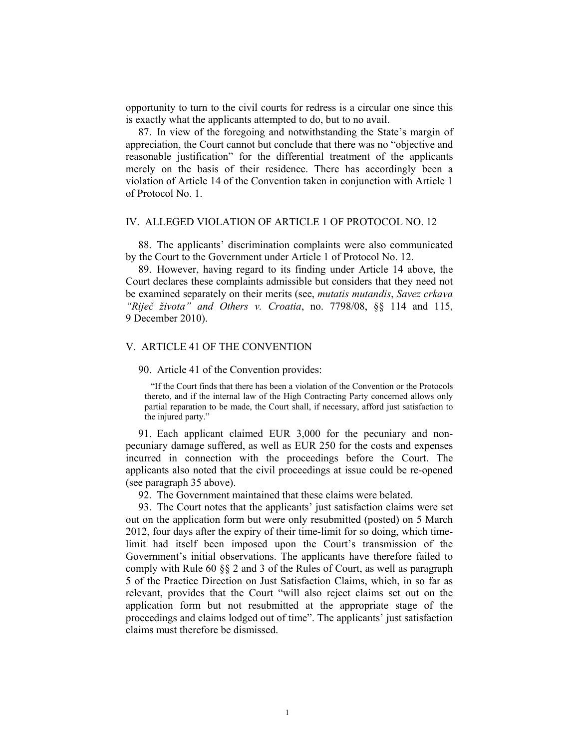opportunity to turn to the civil courts for redress is a circular one since this is exactly what the applicants attempted to do, but to no avail.

87. In view of the foregoing and notwithstanding the State's margin of appreciation, the Court cannot but conclude that there was no "objective and reasonable justification" for the differential treatment of the applicants merely on the basis of their residence. There has accordingly been a violation of Article 14 of the Convention taken in conjunction with Article 1 of Protocol No. 1.

## IV. ALLEGED VIOLATION OF ARTICLE 1 OF PROTOCOL NO. 12

88. The applicants' discrimination complaints were also communicated by the Court to the Government under Article 1 of Protocol No. 12.

89. However, having regard to its finding under Article 14 above, the Court declares these complaints admissible but considers that they need not be examined separately on their merits (see, *mutatis mutandis*, *Savez crkava "Riječ života" and Others v. Croatia*, no. 7798/08, §§ 114 and 115, 9 December 2010).

## V. ARTICLE 41 OF THE CONVENTION

90. Article 41 of the Convention provides:

> "If the Court finds that there has been a violation of the Convention or the Protocols thereto, and if the internal law of the High Contracting Party concerned allows only partial reparation to be made, the Court shall, if necessary, afford just satisfaction to the injured party."

91. Each applicant claimed EUR 3,000 for the pecuniary and non-pecuniary damage suffered, as well as EUR 250 for the costs and expenses incurred in connection with the proceedings before the Court. The applicants also noted that the civil proceedings at issue could be re-opened (see paragraph 35 above).

92. The Government maintained that these claims were belated.

93. The Court notes that the applicants' just satisfaction claims were set out on the application form but were only resubmitted (posted) on 5 March 2012, four days after the expiry of their time-limit for so doing, which time-limit had itself been imposed upon the Court's transmission of the Government's initial observations. The applicants have therefore failed to comply with Rule 60 §§ 2 and 3 of the Rules of Court, as well as paragraph 5 of the Practice Direction on Just Satisfaction Claims, which, in so far as relevant, provides that the Court "will also reject claims set out on the application form but not resubmitted at the appropriate stage of the proceedings and claims lodged out of time". The applicants' just satisfaction claims must therefore be dismissed.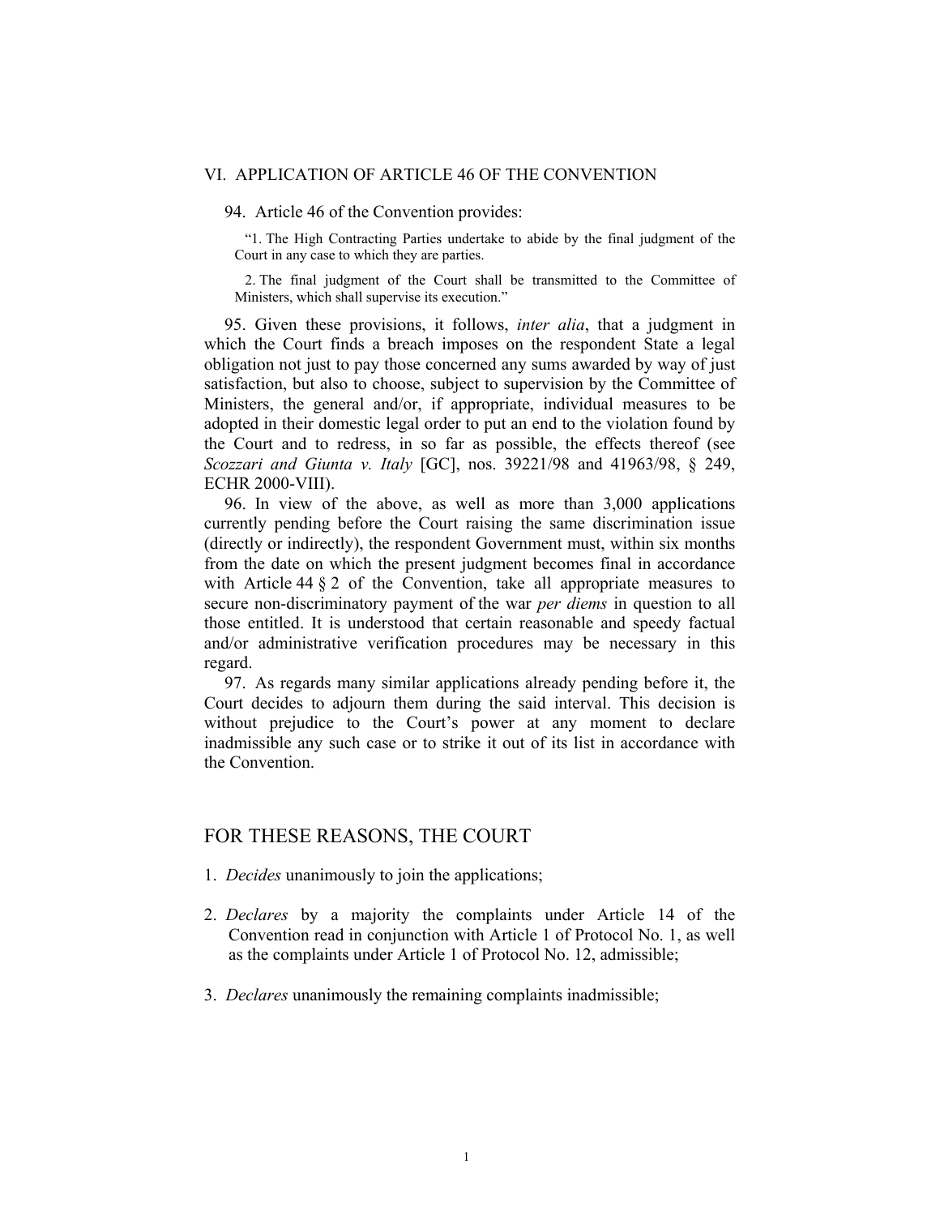## VI. APPLICATION OF ARTICLE 46 OF THE CONVENTION

94. Article 46 of the Convention provides:

> "1. The High Contracting Parties undertake to abide by the final judgment of the Court in any case to which they are parties.
>
> 2. The final judgment of the Court shall be transmitted to the Committee of Ministers, which shall supervise its execution."

95. Given these provisions, it follows, *inter alia*, that a judgment in which the Court finds a breach imposes on the respondent State a legal obligation not just to pay those concerned any sums awarded by way of just satisfaction, but also to choose, subject to supervision by the Committee of Ministers, the general and/or, if appropriate, individual measures to be adopted in their domestic legal order to put an end to the violation found by the Court and to redress, in so far as possible, the effects thereof (see *Scozzari and Giunta v. Italy* [GC], nos. 39221/98 and 41963/98, § 249, ECHR 2000-VIII).

96. In view of the above, as well as more than 3,000 applications currently pending before the Court raising the same discrimination issue (directly or indirectly), the respondent Government must, within six months from the date on which the present judgment becomes final in accordance with Article 44 § 2 of the Convention, take all appropriate measures to secure non-discriminatory payment of the war *per diems* in question to all those entitled. It is understood that certain reasonable and speedy factual and/or administrative verification procedures may be necessary in this regard.

97. As regards many similar applications already pending before it, the Court decides to adjourn them during the said interval. This decision is without prejudice to the Court's power at any moment to declare inadmissible any such case or to strike it out of its list in accordance with the Convention.

## FOR THESE REASONS, THE COURT

1. *Decides* unanimously to join the applications;

2. *Declares* by a majority the complaints under Article 14 of the Convention read in conjunction with Article 1 of Protocol No. 1, as well as the complaints under Article 1 of Protocol No. 12, admissible;

3. *Declares* unanimously the remaining complaints inadmissible;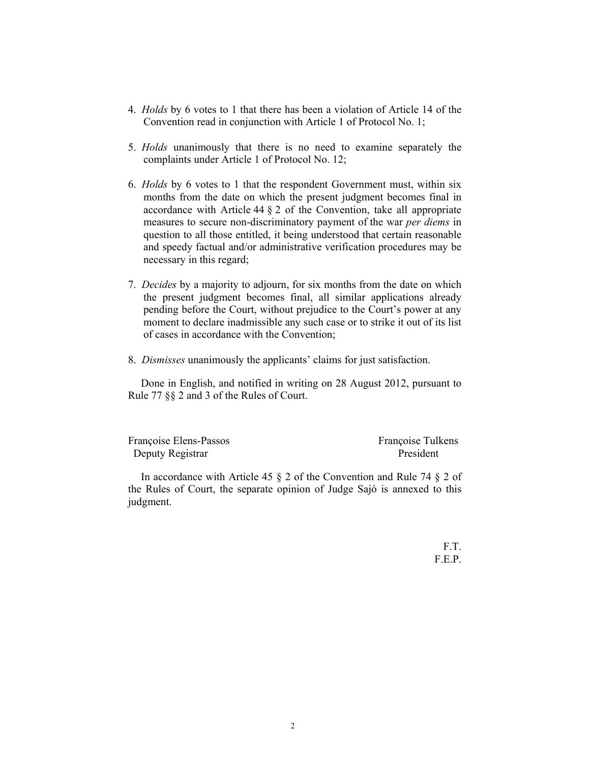4. *Holds* by 6 votes to 1 that there has been a violation of Article 14 of the Convention read in conjunction with Article 1 of Protocol No. 1;

5. *Holds* unanimously that there is no need to examine separately the complaints under Article 1 of Protocol No. 12;

6. *Holds* by 6 votes to 1 that the respondent Government must, within six months from the date on which the present judgment becomes final in accordance with Article 44 § 2 of the Convention, take all appropriate measures to secure non-discriminatory payment of the war *per diems* in question to all those entitled, it being understood that certain reasonable and speedy factual and/or administrative verification procedures may be necessary in this regard;

7. *Decides* by a majority to adjourn, for six months from the date on which the present judgment becomes final, all similar applications already pending before the Court, without prejudice to the Court's power at any moment to declare inadmissible any such case or to strike it out of its list of cases in accordance with the Convention;

8. *Dismisses* unanimously the applicants' claims for just satisfaction.

Done in English, and notified in writing on 28 August 2012, pursuant to Rule 77 §§ 2 and 3 of the Rules of Court.

Françoise Elens-Passos
Deputy Registrar

Françoise Tulkens
President

In accordance with Article 45 § 2 of the Convention and Rule 74 § 2 of the Rules of Court, the separate opinion of Judge Sajó is annexed to this judgment.

F.T.
F.E.P.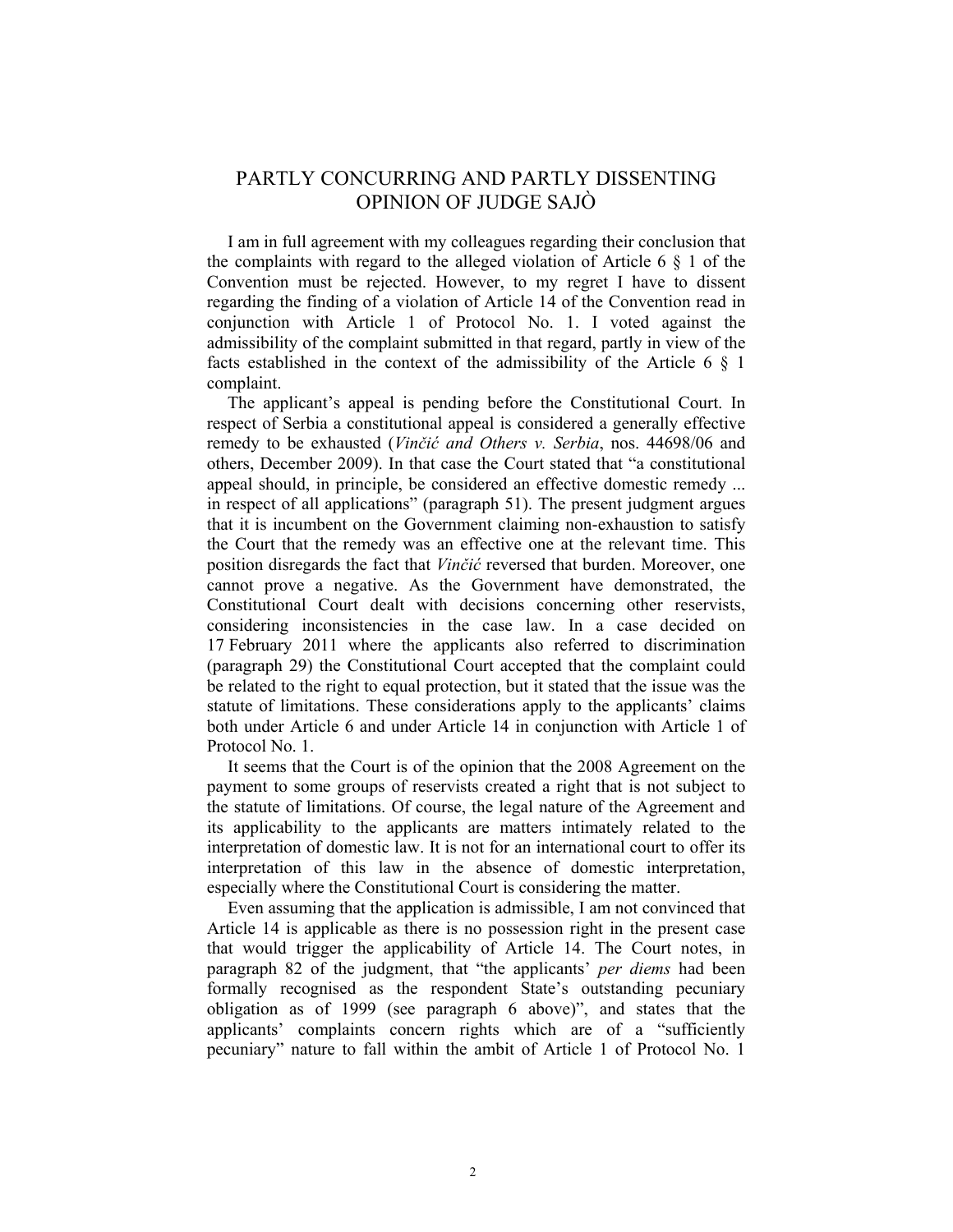# PARTLY CONCURRING AND PARTLY DISSENTING OPINION OF JUDGE SAJÒ

I am in full agreement with my colleagues regarding their conclusion that the complaints with regard to the alleged violation of Article 6 § 1 of the Convention must be rejected. However, to my regret I have to dissent regarding the finding of a violation of Article 14 of the Convention read in conjunction with Article 1 of Protocol No. 1. I voted against the admissibility of the complaint submitted in that regard, partly in view of the facts established in the context of the admissibility of the Article 6 § 1 complaint.

The applicant's appeal is pending before the Constitutional Court. In respect of Serbia a constitutional appeal is considered a generally effective remedy to be exhausted (*Vinčić and Others v. Serbia*, nos. 44698/06 and others, December 2009). In that case the Court stated that "a constitutional appeal should, in principle, be considered an effective domestic remedy ... in respect of all applications" (paragraph 51). The present judgment argues that it is incumbent on the Government claiming non-exhaustion to satisfy the Court that the remedy was an effective one at the relevant time. This position disregards the fact that *Vinčić* reversed that burden. Moreover, one cannot prove a negative. As the Government have demonstrated, the Constitutional Court dealt with decisions concerning other reservists, considering inconsistencies in the case law. In a case decided on 17 February 2011 where the applicants also referred to discrimination (paragraph 29) the Constitutional Court accepted that the complaint could be related to the right to equal protection, but it stated that the issue was the statute of limitations. These considerations apply to the applicants' claims both under Article 6 and under Article 14 in conjunction with Article 1 of Protocol No. 1.

It seems that the Court is of the opinion that the 2008 Agreement on the payment to some groups of reservists created a right that is not subject to the statute of limitations. Of course, the legal nature of the Agreement and its applicability to the applicants are matters intimately related to the interpretation of domestic law. It is not for an international court to offer its interpretation of this law in the absence of domestic interpretation, especially where the Constitutional Court is considering the matter.

Even assuming that the application is admissible, I am not convinced that Article 14 is applicable as there is no possession right in the present case that would trigger the applicability of Article 14. The Court notes, in paragraph 82 of the judgment, that "the applicants' *per diems* had been formally recognised as the respondent State's outstanding pecuniary obligation as of 1999 (see paragraph 6 above)", and states that the applicants' complaints concern rights which are of a "sufficiently pecuniary" nature to fall within the ambit of Article 1 of Protocol No. 1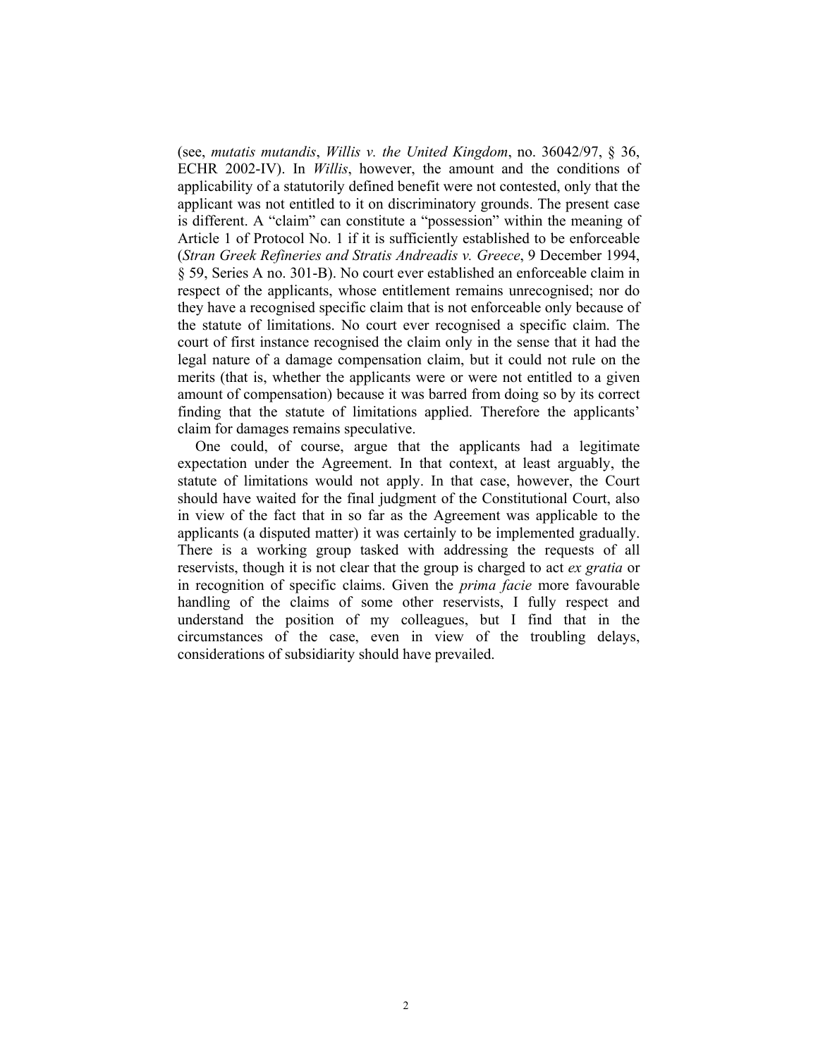(see, *mutatis mutandis*, *Willis v. the United Kingdom*, no. 36042/97, § 36, ECHR 2002-IV). In *Willis*, however, the amount and the conditions of applicability of a statutorily defined benefit were not contested, only that the applicant was not entitled to it on discriminatory grounds. The present case is different. A "claim" can constitute a "possession" within the meaning of Article 1 of Protocol No. 1 if it is sufficiently established to be enforceable (*Stran Greek Refineries and Stratis Andreadis v. Greece*, 9 December 1994, § 59, Series A no. 301-B). No court ever established an enforceable claim in respect of the applicants, whose entitlement remains unrecognised; nor do they have a recognised specific claim that is not enforceable only because of the statute of limitations. No court ever recognised a specific claim. The court of first instance recognised the claim only in the sense that it had the legal nature of a damage compensation claim, but it could not rule on the merits (that is, whether the applicants were or were not entitled to a given amount of compensation) because it was barred from doing so by its correct finding that the statute of limitations applied. Therefore the applicants' claim for damages remains speculative.

One could, of course, argue that the applicants had a legitimate expectation under the Agreement. In that context, at least arguably, the statute of limitations would not apply. In that case, however, the Court should have waited for the final judgment of the Constitutional Court, also in view of the fact that in so far as the Agreement was applicable to the applicants (a disputed matter) it was certainly to be implemented gradually. There is a working group tasked with addressing the requests of all reservists, though it is not clear that the group is charged to act *ex gratia* or in recognition of specific claims. Given the *prima facie* more favourable handling of the claims of some other reservists, I fully respect and understand the position of my colleagues, but I find that in the circumstances of the case, even in view of the troubling delays, considerations of subsidiarity should have prevailed.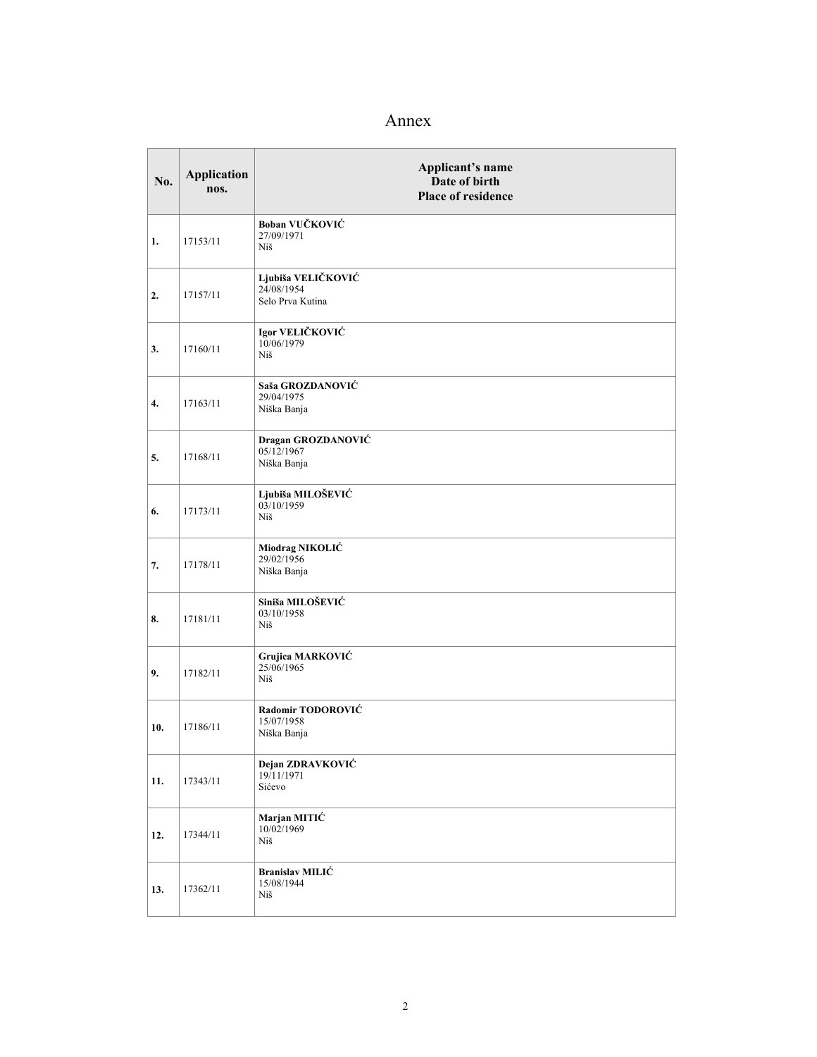# Annex

| No. | Application nos. | Applicant's name<br>Date of birth<br>Place of residence |
|---|---|---|
| 1. | 17153/11 | **Boban VUČKOVIĆ**<br>27/09/1971<br>Niš |
| 2. | 17157/11 | **Ljubiša VELIČKOVIĆ**<br>24/08/1954<br>Selo Prva Kutina |
| 3. | 17160/11 | **Igor VELIČKOVIĆ**<br>10/06/1979<br>Niš |
| 4. | 17163/11 | **Saša GROZDANOVIĆ**<br>29/04/1975<br>Niška Banja |
| 5. | 17168/11 | **Dragan GROZDANOVIĆ**<br>05/12/1967<br>Niška Banja |
| 6. | 17173/11 | **Ljubiša MILOŠEVIĆ**<br>03/10/1959<br>Niš |
| 7. | 17178/11 | **Miodrag NIKOLIĆ**<br>29/02/1956<br>Niška Banja |
| 8. | 17181/11 | **Siniša MILOŠEVIĆ**<br>03/10/1958<br>Niš |
| 9. | 17182/11 | **Grujica MARKOVIĆ**<br>25/06/1965<br>Niš |
| 10. | 17186/11 | **Radomir TODOROVIĆ**<br>15/07/1958<br>Niška Banja |
| 11. | 17343/11 | **Dejan ZDRAVKOVIĆ**<br>19/11/1971<br>Sićevo |
| 12. | 17344/11 | **Marjan MITIĆ**<br>10/02/1969<br>Niš |
| 13. | 17362/11 | **Branislav MILIĆ**<br>15/08/1944<br>Niš |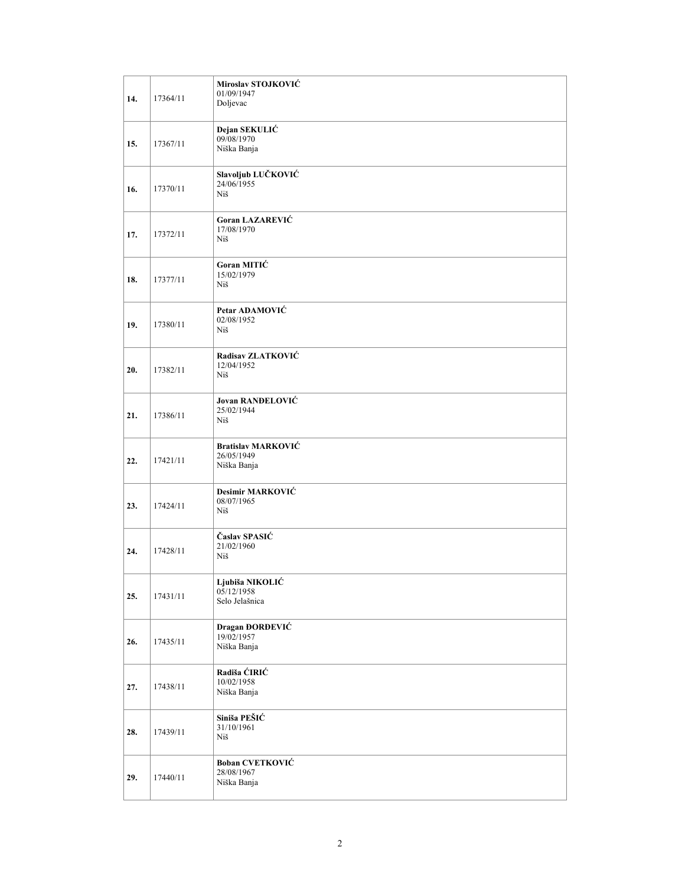| | | |
|---|---|---|
| **14.** | 17364/11 | **Miroslav STOJKOVIĆ**<br>01/09/1947<br>Doljevac |
| **15.** | 17367/11 | **Dejan SEKULIĆ**<br>09/08/1970<br>Niška Banja |
| **16.** | 17370/11 | **Slavoljub LUČKOVIĆ**<br>24/06/1955<br>Niš |
| **17.** | 17372/11 | **Goran LAZAREVIĆ**<br>17/08/1970<br>Niš |
| **18.** | 17377/11 | **Goran MITIĆ**<br>15/02/1979<br>Niš |
| **19.** | 17380/11 | **Petar ADAMOVIĆ**<br>02/08/1952<br>Niš |
| **20.** | 17382/11 | **Radisav ZLATKOVIĆ**<br>12/04/1952<br>Niš |
| **21.** | 17386/11 | **Jovan RANĐELOVIĆ**<br>25/02/1944<br>Niš |
| **22.** | 17421/11 | **Bratislav MARKOVIĆ**<br>26/05/1949<br>Niška Banja |
| **23.** | 17424/11 | **Desimir MARKOVIĆ**<br>08/07/1965<br>Niš |
| **24.** | 17428/11 | **Časlav SPASIĆ**<br>21/02/1960<br>Niš |
| **25.** | 17431/11 | **Ljubiša NIKOLIĆ**<br>05/12/1958<br>Selo Jelašnica |
| **26.** | 17435/11 | **Dragan ĐORĐEVIĆ**<br>19/02/1957<br>Niška Banja |
| **27.** | 17438/11 | **Radiša ĆIRIĆ**<br>10/02/1958<br>Niška Banja |
| **28.** | 17439/11 | **Siniša PEŠIĆ**<br>31/10/1961<br>Niš |
| **29.** | 17440/11 | **Boban CVETKOVIĆ**<br>28/08/1967<br>Niška Banja |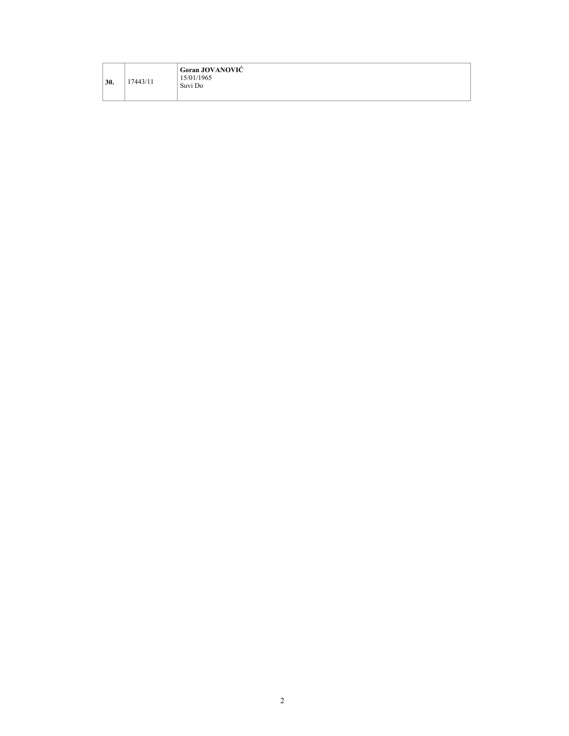| | | |
|---|---|---|
| **30.** | 17443/11 | **Goran JOVANOVIĆ**<br>15/01/1965<br>Suvi Do |